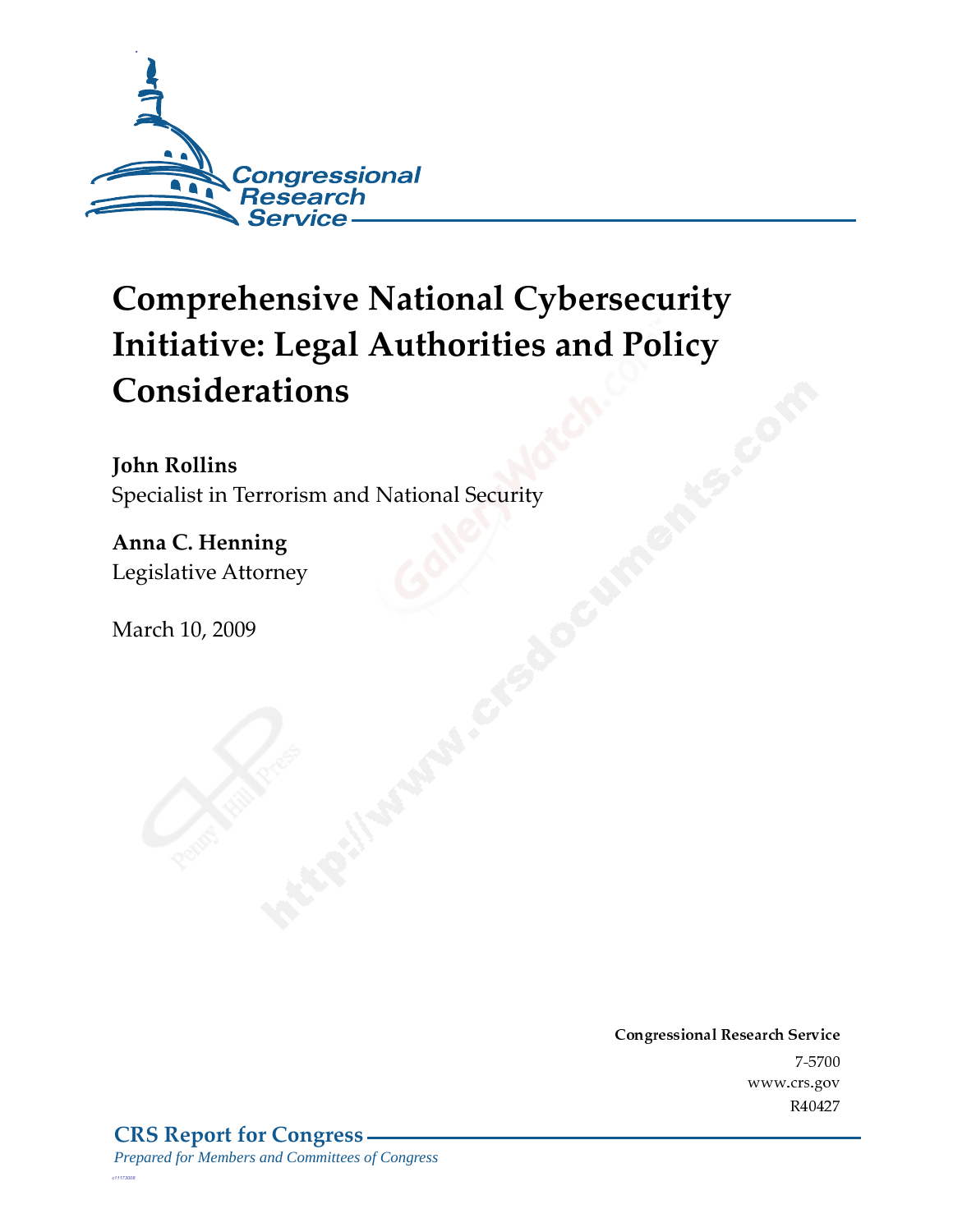# Comprehensive National Cybersecurity Initiative: Legal Authorities and Policy Considerations

**John Rollins**
Specialist in Terrorism and National Security

**Anna C. Henning**
Legislative Attorney

March 10, 2009

**Congressional Research Service**
7-5700
www.crs.gov
R40427

**CRS Report for Congress**
*Prepared for Members and Committees of Congress*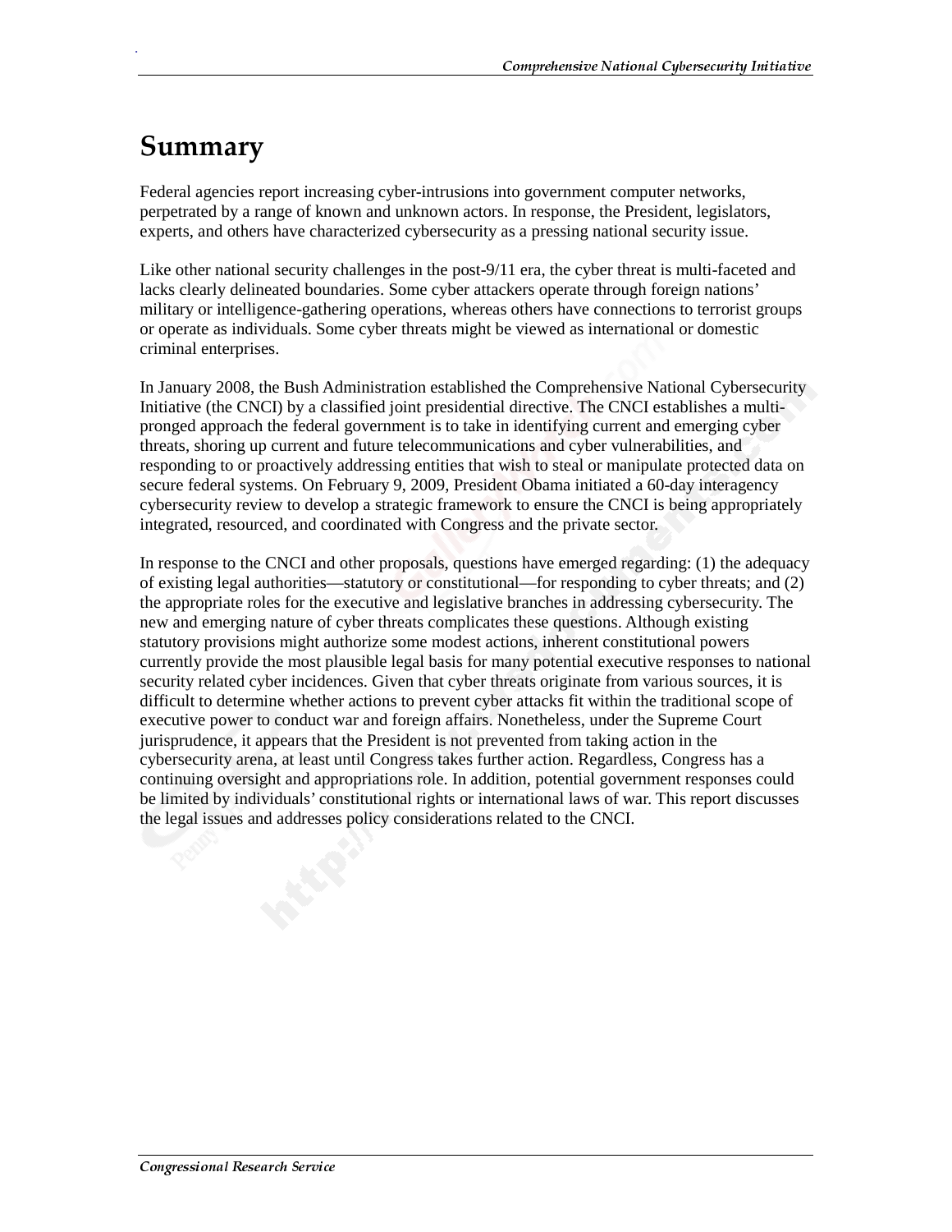# Summary

Federal agencies report increasing cyber-intrusions into government computer networks, perpetrated by a range of known and unknown actors. In response, the President, legislators, experts, and others have characterized cybersecurity as a pressing national security issue.

Like other national security challenges in the post-9/11 era, the cyber threat is multi-faceted and lacks clearly delineated boundaries. Some cyber attackers operate through foreign nations' military or intelligence-gathering operations, whereas others have connections to terrorist groups or operate as individuals. Some cyber threats might be viewed as international or domestic criminal enterprises.

In January 2008, the Bush Administration established the Comprehensive National Cybersecurity Initiative (the CNCI) by a classified joint presidential directive. The CNCI establishes a multi-pronged approach the federal government is to take in identifying current and emerging cyber threats, shoring up current and future telecommunications and cyber vulnerabilities, and responding to or proactively addressing entities that wish to steal or manipulate protected data on secure federal systems. On February 9, 2009, President Obama initiated a 60-day interagency cybersecurity review to develop a strategic framework to ensure the CNCI is being appropriately integrated, resourced, and coordinated with Congress and the private sector.

In response to the CNCI and other proposals, questions have emerged regarding: (1) the adequacy of existing legal authorities—statutory or constitutional—for responding to cyber threats; and (2) the appropriate roles for the executive and legislative branches in addressing cybersecurity. The new and emerging nature of cyber threats complicates these questions. Although existing statutory provisions might authorize some modest actions, inherent constitutional powers currently provide the most plausible legal basis for many potential executive responses to national security related cyber incidences. Given that cyber threats originate from various sources, it is difficult to determine whether actions to prevent cyber attacks fit within the traditional scope of executive power to conduct war and foreign affairs. Nonetheless, under the Supreme Court jurisprudence, it appears that the President is not prevented from taking action in the cybersecurity arena, at least until Congress takes further action. Regardless, Congress has a continuing oversight and appropriations role. In addition, potential government responses could be limited by individuals' constitutional rights or international laws of war. This report discusses the legal issues and addresses policy considerations related to the CNCI.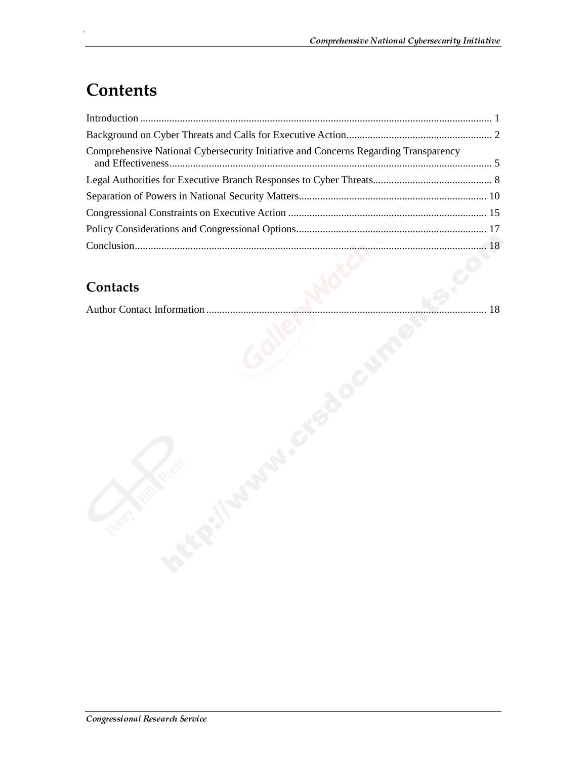# Contents

Introduction ..................................................................................................................................... 1

Background on Cyber Threats and Calls for Executive Action....................................................... 2

Comprehensive National Cybersecurity Initiative and Concerns Regarding Transparency and Effectiveness......................................................................................................................... 5

Legal Authorities for Executive Branch Responses to Cyber Threats............................................. 8

Separation of Powers in National Security Matters....................................................................... 10

Congressional Constraints on Executive Action ........................................................................... 15

Policy Considerations and Congressional Options........................................................................ 17

Conclusion..................................................................................................................................... 18

## Contacts

Author Contact Information .......................................................................................................... 18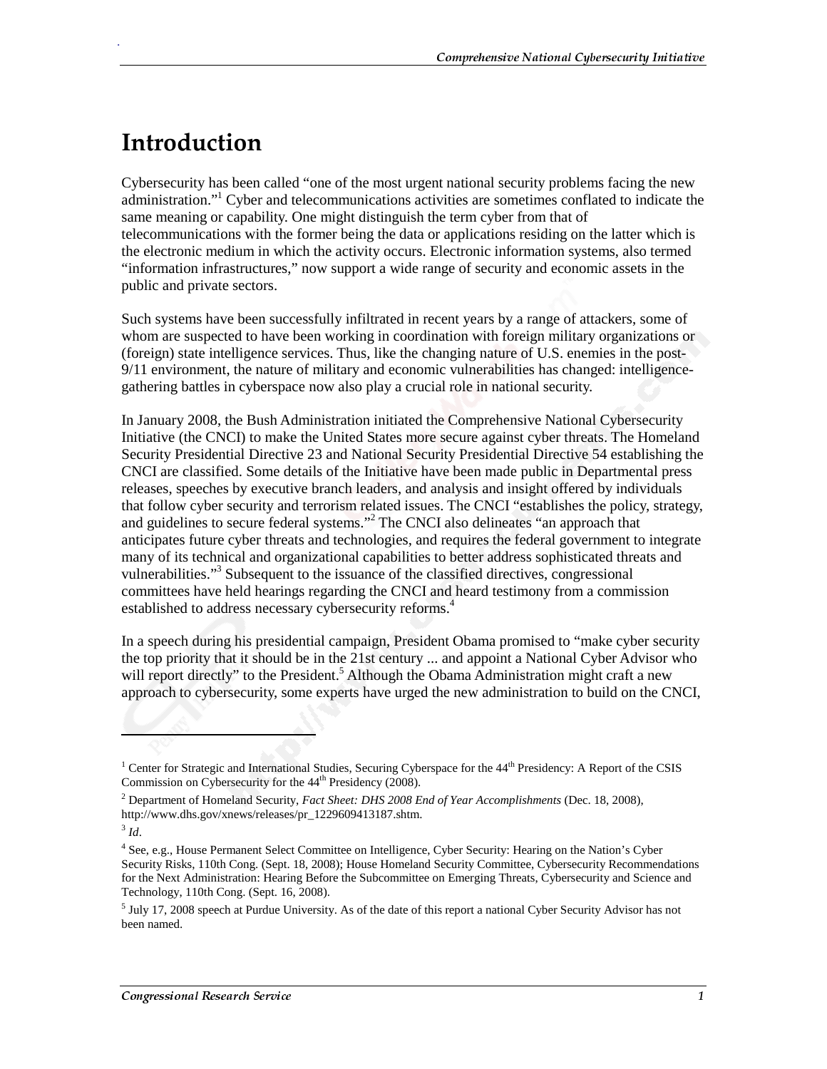# Introduction

Cybersecurity has been called "one of the most urgent national security problems facing the new administration."[1] Cyber and telecommunications activities are sometimes conflated to indicate the same meaning or capability. One might distinguish the term cyber from that of telecommunications with the former being the data or applications residing on the latter which is the electronic medium in which the activity occurs. Electronic information systems, also termed "information infrastructures," now support a wide range of security and economic assets in the public and private sectors.

Such systems have been successfully infiltrated in recent years by a range of attackers, some of whom are suspected to have been working in coordination with foreign military organizations or (foreign) state intelligence services. Thus, like the changing nature of U.S. enemies in the post-9/11 environment, the nature of military and economic vulnerabilities has changed: intelligence-gathering battles in cyberspace now also play a crucial role in national security.

In January 2008, the Bush Administration initiated the Comprehensive National Cybersecurity Initiative (the CNCI) to make the United States more secure against cyber threats. The Homeland Security Presidential Directive 23 and National Security Presidential Directive 54 establishing the CNCI are classified. Some details of the Initiative have been made public in Departmental press releases, speeches by executive branch leaders, and analysis and insight offered by individuals that follow cyber security and terrorism related issues. The CNCI "establishes the policy, strategy, and guidelines to secure federal systems."[2] The CNCI also delineates "an approach that anticipates future cyber threats and technologies, and requires the federal government to integrate many of its technical and organizational capabilities to better address sophisticated threats and vulnerabilities."[3] Subsequent to the issuance of the classified directives, congressional committees have held hearings regarding the CNCI and heard testimony from a commission established to address necessary cybersecurity reforms.[4]

In a speech during his presidential campaign, President Obama promised to "make cyber security the top priority that it should be in the 21st century ... and appoint a National Cyber Advisor who will report directly" to the President.[5] Although the Obama Administration might craft a new approach to cybersecurity, some experts have urged the new administration to build on the CNCI,

---

[1] Center for Strategic and International Studies, Securing Cyberspace for the 44th Presidency: A Report of the CSIS Commission on Cybersecurity for the 44th Presidency (2008).

[2] Department of Homeland Security, *Fact Sheet: DHS 2008 End of Year Accomplishments* (Dec. 18, 2008), http://www.dhs.gov/xnews/releases/pr_1229609413187.shtm.

[3] *Id*.

[4] See, e.g., House Permanent Select Committee on Intelligence, Cyber Security: Hearing on the Nation's Cyber Security Risks, 110th Cong. (Sept. 18, 2008); House Homeland Security Committee, Cybersecurity Recommendations for the Next Administration: Hearing Before the Subcommittee on Emerging Threats, Cybersecurity and Science and Technology, 110th Cong. (Sept. 16, 2008).

[5] July 17, 2008 speech at Purdue University. As of the date of this report a national Cyber Security Advisor has not been named.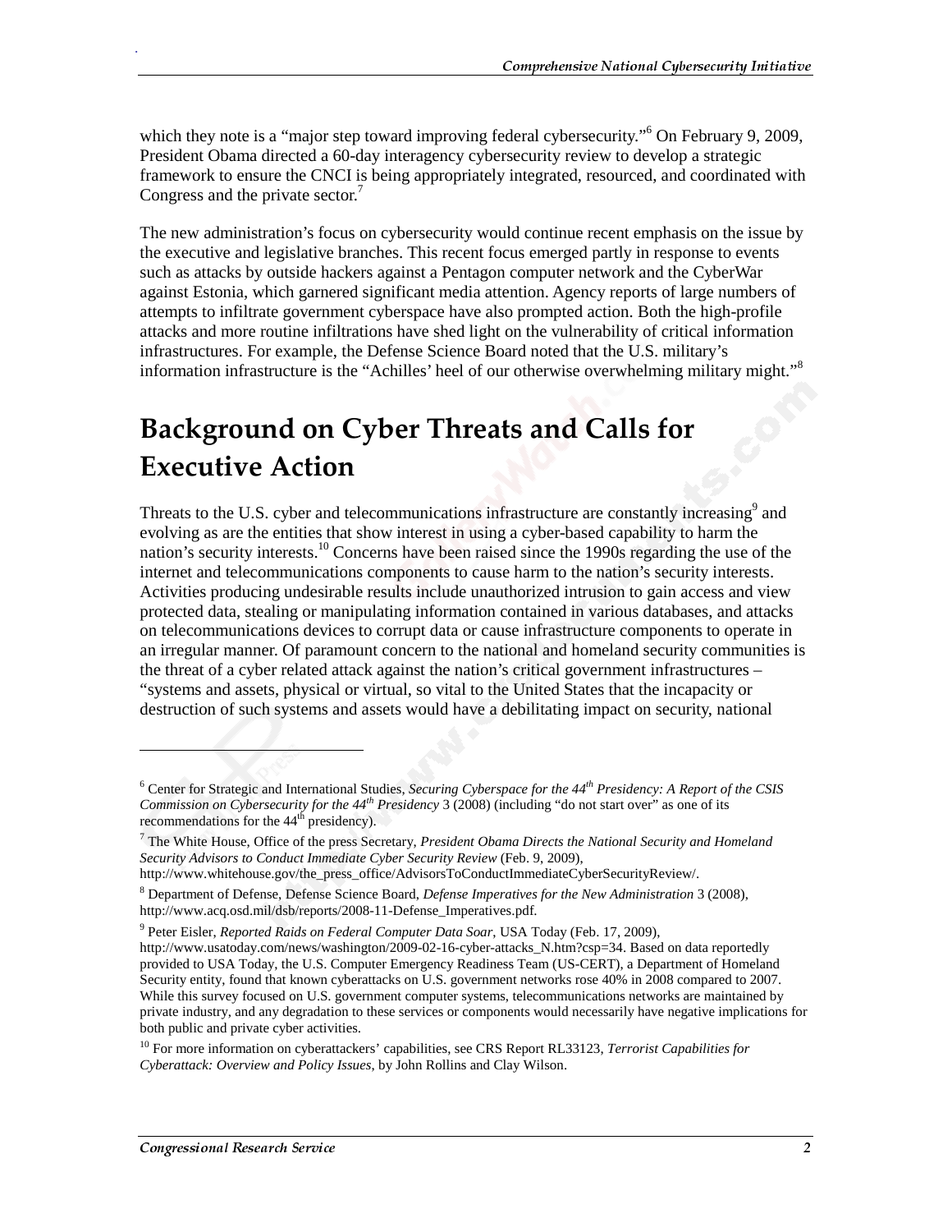which they note is a "major step toward improving federal cybersecurity."[6] On February 9, 2009, President Obama directed a 60-day interagency cybersecurity review to develop a strategic framework to ensure the CNCI is being appropriately integrated, resourced, and coordinated with Congress and the private sector.[7]

The new administration's focus on cybersecurity would continue recent emphasis on the issue by the executive and legislative branches. This recent focus emerged partly in response to events such as attacks by outside hackers against a Pentagon computer network and the CyberWar against Estonia, which garnered significant media attention. Agency reports of large numbers of attempts to infiltrate government cyberspace have also prompted action. Both the high-profile attacks and more routine infiltrations have shed light on the vulnerability of critical information infrastructures. For example, the Defense Science Board noted that the U.S. military's information infrastructure is the "Achilles' heel of our otherwise overwhelming military might."[8]

# Background on Cyber Threats and Calls for Executive Action

Threats to the U.S. cyber and telecommunications infrastructure are constantly increasing[9] and evolving as are the entities that show interest in using a cyber-based capability to harm the nation's security interests.[10] Concerns have been raised since the 1990s regarding the use of the internet and telecommunications components to cause harm to the nation's security interests. Activities producing undesirable results include unauthorized intrusion to gain access and view protected data, stealing or manipulating information contained in various databases, and attacks on telecommunications devices to corrupt data or cause infrastructure components to operate in an irregular manner. Of paramount concern to the national and homeland security communities is the threat of a cyber related attack against the nation's critical government infrastructures – "systems and assets, physical or virtual, so vital to the United States that the incapacity or destruction of such systems and assets would have a debilitating impact on security, national

---

[6] Center for Strategic and International Studies, *Securing Cyberspace for the 44th Presidency: A Report of the CSIS Commission on Cybersecurity for the 44th Presidency* 3 (2008) (including "do not start over" as one of its recommendations for the 44th presidency).

[7] The White House, Office of the press Secretary, *President Obama Directs the National Security and Homeland Security Advisors to Conduct Immediate Cyber Security Review* (Feb. 9, 2009), http://www.whitehouse.gov/the_press_office/AdvisorsToConductImmediateCyberSecurityReview/.

[8] Department of Defense, Defense Science Board, *Defense Imperatives for the New Administration* 3 (2008), http://www.acq.osd.mil/dsb/reports/2008-11-Defense_Imperatives.pdf.

[9] Peter Eisler, *Reported Raids on Federal Computer Data Soar*, USA Today (Feb. 17, 2009), http://www.usatoday.com/news/washington/2009-02-16-cyber-attacks_N.htm?csp=34. Based on data reportedly provided to USA Today, the U.S. Computer Emergency Readiness Team (US-CERT), a Department of Homeland Security entity, found that known cyberattacks on U.S. government networks rose 40% in 2008 compared to 2007. While this survey focused on U.S. government computer systems, telecommunications networks are maintained by private industry, and any degradation to these services or components would necessarily have negative implications for both public and private cyber activities.

[10] For more information on cyberattackers' capabilities, see CRS Report RL33123, *Terrorist Capabilities for Cyberattack: Overview and Policy Issues*, by John Rollins and Clay Wilson.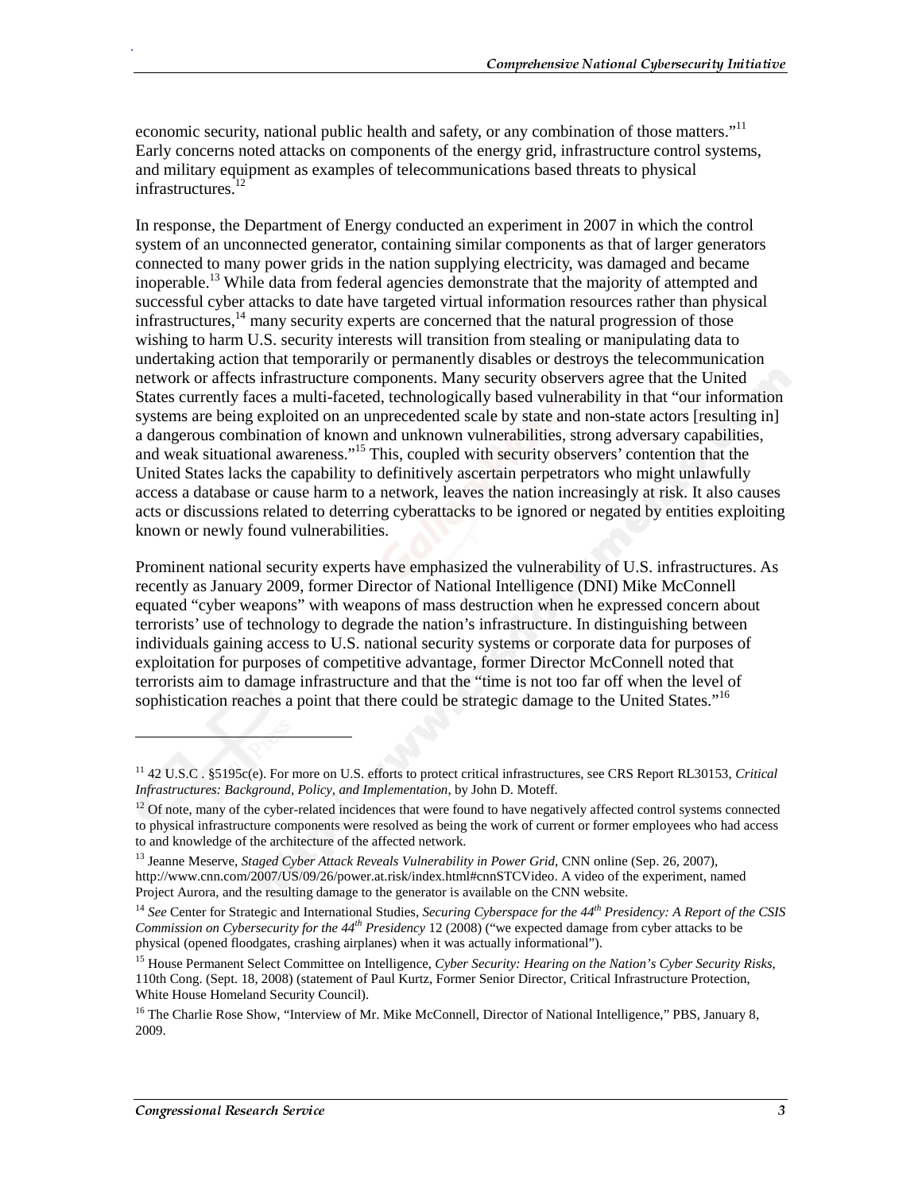economic security, national public health and safety, or any combination of those matters."[11] Early concerns noted attacks on components of the energy grid, infrastructure control systems, and military equipment as examples of telecommunications based threats to physical infrastructures.[12]

In response, the Department of Energy conducted an experiment in 2007 in which the control system of an unconnected generator, containing similar components as that of larger generators connected to many power grids in the nation supplying electricity, was damaged and became inoperable.[13] While data from federal agencies demonstrate that the majority of attempted and successful cyber attacks to date have targeted virtual information resources rather than physical infrastructures,[14] many security experts are concerned that the natural progression of those wishing to harm U.S. security interests will transition from stealing or manipulating data to undertaking action that temporarily or permanently disables or destroys the telecommunication network or affects infrastructure components. Many security observers agree that the United States currently faces a multi-faceted, technologically based vulnerability in that "our information systems are being exploited on an unprecedented scale by state and non-state actors [resulting in] a dangerous combination of known and unknown vulnerabilities, strong adversary capabilities, and weak situational awareness."[15] This, coupled with security observers' contention that the United States lacks the capability to definitively ascertain perpetrators who might unlawfully access a database or cause harm to a network, leaves the nation increasingly at risk. It also causes acts or discussions related to deterring cyberattacks to be ignored or negated by entities exploiting known or newly found vulnerabilities.

Prominent national security experts have emphasized the vulnerability of U.S. infrastructures. As recently as January 2009, former Director of National Intelligence (DNI) Mike McConnell equated "cyber weapons" with weapons of mass destruction when he expressed concern about terrorists' use of technology to degrade the nation's infrastructure. In distinguishing between individuals gaining access to U.S. national security systems or corporate data for purposes of exploitation for purposes of competitive advantage, former Director McConnell noted that terrorists aim to damage infrastructure and that the "time is not too far off when the level of sophistication reaches a point that there could be strategic damage to the United States."[16]

---

[11] 42 U.S.C . §5195c(e). For more on U.S. efforts to protect critical infrastructures, see CRS Report RL30153, *Critical Infrastructures: Background, Policy, and Implementation*, by John D. Moteff.

[12] Of note, many of the cyber-related incidences that were found to have negatively affected control systems connected to physical infrastructure components were resolved as being the work of current or former employees who had access to and knowledge of the architecture of the affected network.

[13] Jeanne Meserve, *Staged Cyber Attack Reveals Vulnerability in Power Grid*, CNN online (Sep. 26, 2007), http://www.cnn.com/2007/US/09/26/power.at.risk/index.html#cnnSTCVideo. A video of the experiment, named Project Aurora, and the resulting damage to the generator is available on the CNN website.

[14] *See* Center for Strategic and International Studies, *Securing Cyberspace for the 44th Presidency: A Report of the CSIS Commission on Cybersecurity for the 44th Presidency* 12 (2008) ("we expected damage from cyber attacks to be physical (opened floodgates, crashing airplanes) when it was actually informational").

[15] House Permanent Select Committee on Intelligence, *Cyber Security: Hearing on the Nation's Cyber Security Risks*, 110th Cong. (Sept. 18, 2008) (statement of Paul Kurtz, Former Senior Director, Critical Infrastructure Protection, White House Homeland Security Council).

[16] The Charlie Rose Show, "Interview of Mr. Mike McConnell, Director of National Intelligence," PBS, January 8, 2009.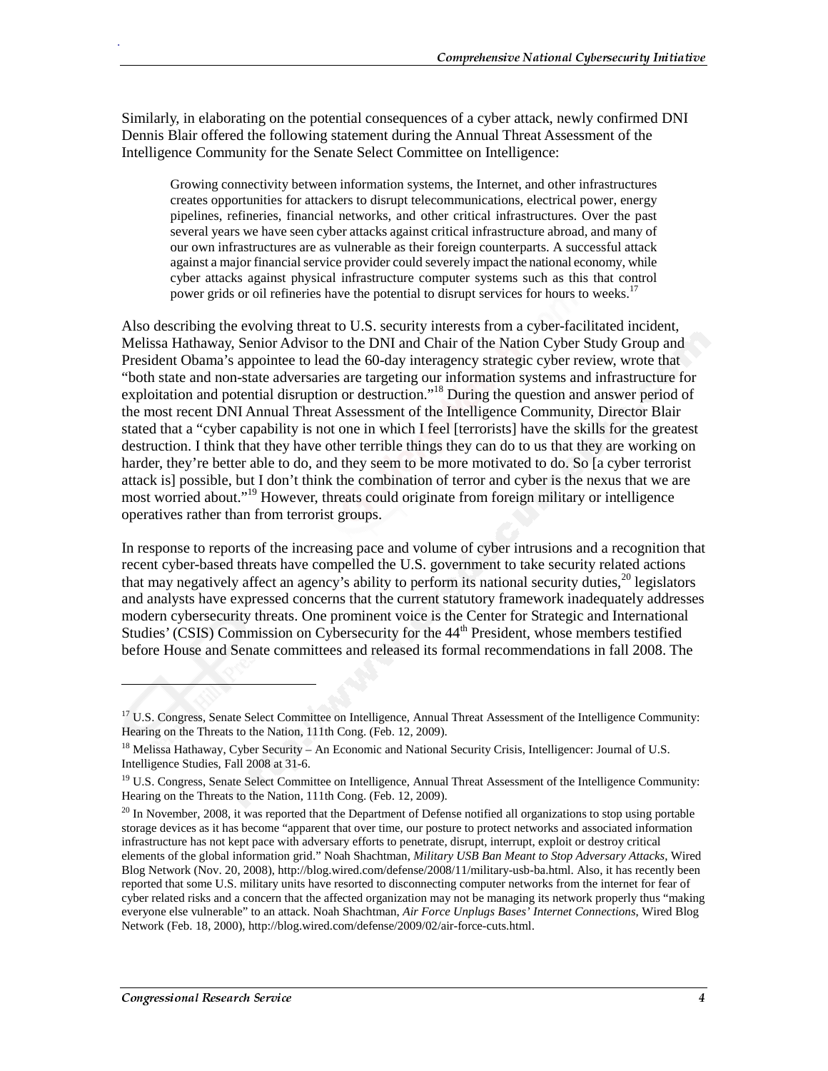Similarly, in elaborating on the potential consequences of a cyber attack, newly confirmed DNI Dennis Blair offered the following statement during the Annual Threat Assessment of the Intelligence Community for the Senate Select Committee on Intelligence:

> Growing connectivity between information systems, the Internet, and other infrastructures creates opportunities for attackers to disrupt telecommunications, electrical power, energy pipelines, refineries, financial networks, and other critical infrastructures. Over the past several years we have seen cyber attacks against critical infrastructure abroad, and many of our own infrastructures are as vulnerable as their foreign counterparts. A successful attack against a major financial service provider could severely impact the national economy, while cyber attacks against physical infrastructure computer systems such as this that control power grids or oil refineries have the potential to disrupt services for hours to weeks.[17]

Also describing the evolving threat to U.S. security interests from a cyber-facilitated incident, Melissa Hathaway, Senior Advisor to the DNI and Chair of the Nation Cyber Study Group and President Obama's appointee to lead the 60-day interagency strategic cyber review, wrote that "both state and non-state adversaries are targeting our information systems and infrastructure for exploitation and potential disruption or destruction."[18] During the question and answer period of the most recent DNI Annual Threat Assessment of the Intelligence Community, Director Blair stated that a "cyber capability is not one in which I feel [terrorists] have the skills for the greatest destruction. I think that they have other terrible things they can do to us that they are working on harder, they're better able to do, and they seem to be more motivated to do. So [a cyber terrorist attack is] possible, but I don't think the combination of terror and cyber is the nexus that we are most worried about."[19] However, threats could originate from foreign military or intelligence operatives rather than from terrorist groups.

In response to reports of the increasing pace and volume of cyber intrusions and a recognition that recent cyber-based threats have compelled the U.S. government to take security related actions that may negatively affect an agency's ability to perform its national security duties,[20] legislators and analysts have expressed concerns that the current statutory framework inadequately addresses modern cybersecurity threats. One prominent voice is the Center for Strategic and International Studies' (CSIS) Commission on Cybersecurity for the 44th President, whose members testified before House and Senate committees and released its formal recommendations in fall 2008. The

---

[17] U.S. Congress, Senate Select Committee on Intelligence, Annual Threat Assessment of the Intelligence Community: Hearing on the Threats to the Nation, 111th Cong. (Feb. 12, 2009).

[18] Melissa Hathaway, Cyber Security – An Economic and National Security Crisis, Intelligencer: Journal of U.S. Intelligence Studies, Fall 2008 at 31-6.

[19] U.S. Congress, Senate Select Committee on Intelligence, Annual Threat Assessment of the Intelligence Community: Hearing on the Threats to the Nation, 111th Cong. (Feb. 12, 2009).

[20] In November, 2008, it was reported that the Department of Defense notified all organizations to stop using portable storage devices as it has become "apparent that over time, our posture to protect networks and associated information infrastructure has not kept pace with adversary efforts to penetrate, disrupt, interrupt, exploit or destroy critical elements of the global information grid." Noah Shachtman, *Military USB Ban Meant to Stop Adversary Attacks*, Wired Blog Network (Nov. 20, 2008), http://blog.wired.com/defense/2008/11/military-usb-ba.html. Also, it has recently been reported that some U.S. military units have resorted to disconnecting computer networks from the internet for fear of cyber related risks and a concern that the affected organization may not be managing its network properly thus "making everyone else vulnerable" to an attack. Noah Shachtman, *Air Force Unplugs Bases' Internet Connections*, Wired Blog Network (Feb. 18, 2000), http://blog.wired.com/defense/2009/02/air-force-cuts.html.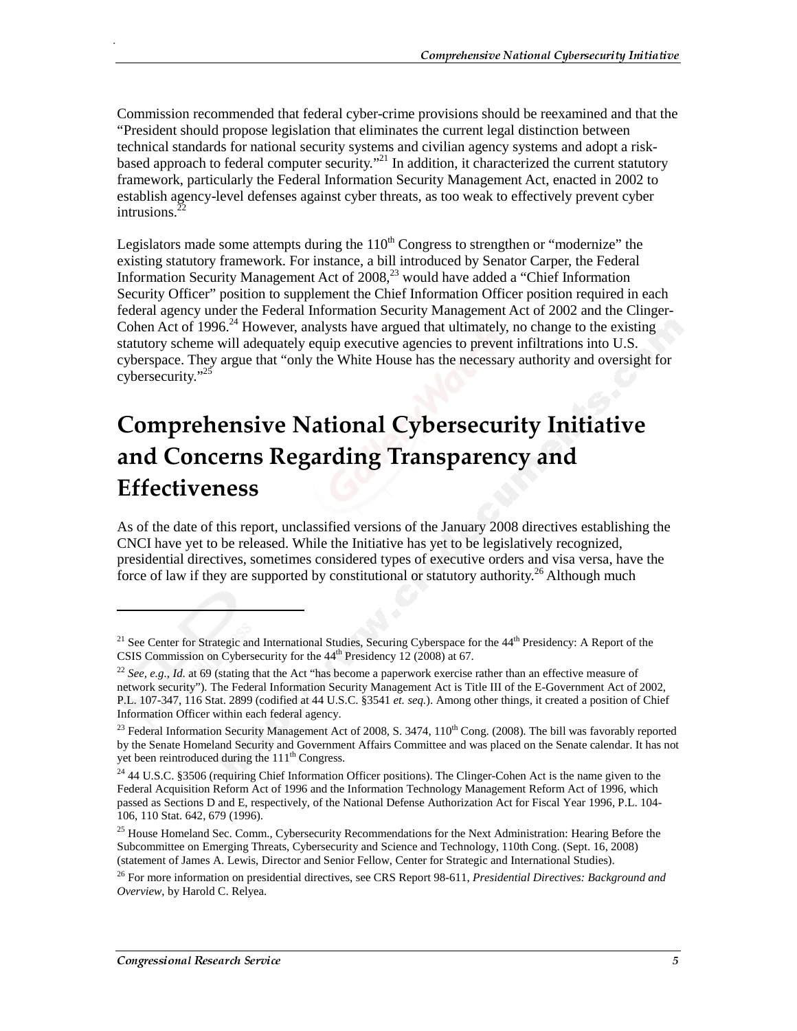Commission recommended that federal cyber-crime provisions should be reexamined and that the "President should propose legislation that eliminates the current legal distinction between technical standards for national security systems and civilian agency systems and adopt a risk-based approach to federal computer security."[21] In addition, it characterized the current statutory framework, particularly the Federal Information Security Management Act, enacted in 2002 to establish agency-level defenses against cyber threats, as too weak to effectively prevent cyber intrusions.[22]

Legislators made some attempts during the 110th Congress to strengthen or "modernize" the existing statutory framework. For instance, a bill introduced by Senator Carper, the Federal Information Security Management Act of 2008,[23] would have added a "Chief Information Security Officer" position to supplement the Chief Information Officer position required in each federal agency under the Federal Information Security Management Act of 2002 and the Clinger-Cohen Act of 1996.[24] However, analysts have argued that ultimately, no change to the existing statutory scheme will adequately equip executive agencies to prevent infiltrations into U.S. cyberspace. They argue that "only the White House has the necessary authority and oversight for cybersecurity."[25]

# Comprehensive National Cybersecurity Initiative and Concerns Regarding Transparency and Effectiveness

As of the date of this report, unclassified versions of the January 2008 directives establishing the CNCI have yet to be released. While the Initiative has yet to be legislatively recognized, presidential directives, sometimes considered types of executive orders and visa versa, have the force of law if they are supported by constitutional or statutory authority.[26] Although much

---

[21] See Center for Strategic and International Studies, Securing Cyberspace for the 44th Presidency: A Report of the CSIS Commission on Cybersecurity for the 44th Presidency 12 (2008) at 67.

[22] *See, e.g., Id.* at 69 (stating that the Act "has become a paperwork exercise rather than an effective measure of network security"). The Federal Information Security Management Act is Title III of the E-Government Act of 2002, P.L. 107-347, 116 Stat. 2899 (codified at 44 U.S.C. §3541 *et. seq.*). Among other things, it created a position of Chief Information Officer within each federal agency.

[23] Federal Information Security Management Act of 2008, S. 3474, 110th Cong. (2008). The bill was favorably reported by the Senate Homeland Security and Government Affairs Committee and was placed on the Senate calendar. It has not yet been reintroduced during the 111th Congress.

[24] 44 U.S.C. §3506 (requiring Chief Information Officer positions). The Clinger-Cohen Act is the name given to the Federal Acquisition Reform Act of 1996 and the Information Technology Management Reform Act of 1996, which passed as Sections D and E, respectively, of the National Defense Authorization Act for Fiscal Year 1996, P.L. 104-106, 110 Stat. 642, 679 (1996).

[25] House Homeland Sec. Comm., Cybersecurity Recommendations for the Next Administration: Hearing Before the Subcommittee on Emerging Threats, Cybersecurity and Science and Technology, 110th Cong. (Sept. 16, 2008) (statement of James A. Lewis, Director and Senior Fellow, Center for Strategic and International Studies).

[26] For more information on presidential directives, see CRS Report 98-611, *Presidential Directives: Background and Overview*, by Harold C. Relyea.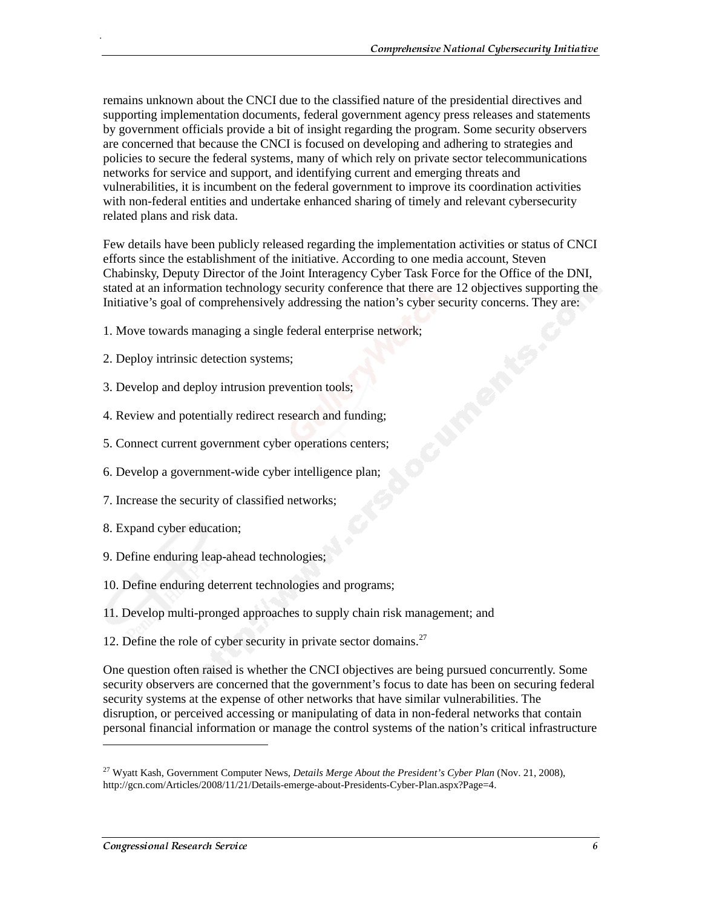remains unknown about the CNCI due to the classified nature of the presidential directives and supporting implementation documents, federal government agency press releases and statements by government officials provide a bit of insight regarding the program. Some security observers are concerned that because the CNCI is focused on developing and adhering to strategies and policies to secure the federal systems, many of which rely on private sector telecommunications networks for service and support, and identifying current and emerging threats and vulnerabilities, it is incumbent on the federal government to improve its coordination activities with non-federal entities and undertake enhanced sharing of timely and relevant cybersecurity related plans and risk data.

Few details have been publicly released regarding the implementation activities or status of CNCI efforts since the establishment of the initiative. According to one media account, Steven Chabinsky, Deputy Director of the Joint Interagency Cyber Task Force for the Office of the DNI, stated at an information technology security conference that there are 12 objectives supporting the Initiative's goal of comprehensively addressing the nation's cyber security concerns. They are:

1. Move towards managing a single federal enterprise network;

2. Deploy intrinsic detection systems;

3. Develop and deploy intrusion prevention tools;

4. Review and potentially redirect research and funding;

5. Connect current government cyber operations centers;

6. Develop a government-wide cyber intelligence plan;

7. Increase the security of classified networks;

8. Expand cyber education;

9. Define enduring leap-ahead technologies;

10. Define enduring deterrent technologies and programs;

11. Develop multi-pronged approaches to supply chain risk management; and

12. Define the role of cyber security in private sector domains.[27]

One question often raised is whether the CNCI objectives are being pursued concurrently. Some security observers are concerned that the government's focus to date has been on securing federal security systems at the expense of other networks that have similar vulnerabilities. The disruption, or perceived accessing or manipulating of data in non-federal networks that contain personal financial information or manage the control systems of the nation's critical infrastructure

---

[27] Wyatt Kash, Government Computer News, *Details Merge About the President's Cyber Plan* (Nov. 21, 2008), http://gcn.com/Articles/2008/11/21/Details-emerge-about-Presidents-Cyber-Plan.aspx?Page=4.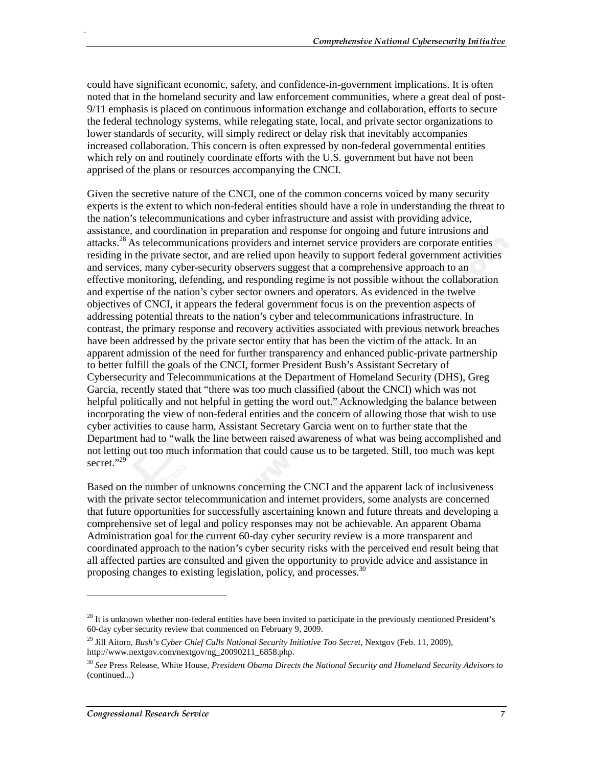could have significant economic, safety, and confidence-in-government implications. It is often noted that in the homeland security and law enforcement communities, where a great deal of post-9/11 emphasis is placed on continuous information exchange and collaboration, efforts to secure the federal technology systems, while relegating state, local, and private sector organizations to lower standards of security, will simply redirect or delay risk that inevitably accompanies increased collaboration. This concern is often expressed by non-federal governmental entities which rely on and routinely coordinate efforts with the U.S. government but have not been apprised of the plans or resources accompanying the CNCI.

Given the secretive nature of the CNCI, one of the common concerns voiced by many security experts is the extent to which non-federal entities should have a role in understanding the threat to the nation's telecommunications and cyber infrastructure and assist with providing advice, assistance, and coordination in preparation and response for ongoing and future intrusions and attacks.[28] As telecommunications providers and internet service providers are corporate entities residing in the private sector, and are relied upon heavily to support federal government activities and services, many cyber-security observers suggest that a comprehensive approach to an effective monitoring, defending, and responding regime is not possible without the collaboration and expertise of the nation's cyber sector owners and operators. As evidenced in the twelve objectives of CNCI, it appears the federal government focus is on the prevention aspects of addressing potential threats to the nation's cyber and telecommunications infrastructure. In contrast, the primary response and recovery activities associated with previous network breaches have been addressed by the private sector entity that has been the victim of the attack. In an apparent admission of the need for further transparency and enhanced public-private partnership to better fulfill the goals of the CNCI, former President Bush's Assistant Secretary of Cybersecurity and Telecommunications at the Department of Homeland Security (DHS), Greg Garcia, recently stated that "there was too much classified (about the CNCI) which was not helpful politically and not helpful in getting the word out." Acknowledging the balance between incorporating the view of non-federal entities and the concern of allowing those that wish to use cyber activities to cause harm, Assistant Secretary Garcia went on to further state that the Department had to "walk the line between raised awareness of what was being accomplished and not letting out too much information that could cause us to be targeted. Still, too much was kept secret."[29]

Based on the number of unknowns concerning the CNCI and the apparent lack of inclusiveness with the private sector telecommunication and internet providers, some analysts are concerned that future opportunities for successfully ascertaining known and future threats and developing a comprehensive set of legal and policy responses may not be achievable. An apparent Obama Administration goal for the current 60-day cyber security review is a more transparent and coordinated approach to the nation's cyber security risks with the perceived end result being that all affected parties are consulted and given the opportunity to provide advice and assistance in proposing changes to existing legislation, policy, and processes.[30]

---

[28] It is unknown whether non-federal entities have been invited to participate in the previously mentioned President's 60-day cyber security review that commenced on February 9, 2009.

[29] Jill Aitoro, *Bush's Cyber Chief Calls National Security Initiative Too Secret*, Nextgov (Feb. 11, 2009), http://www.nextgov.com/nextgov/ng_20090211_6858.php.

[30] *See* Press Release, White House, *President Obama Directs the National Security and Homeland Security Advisors to* (continued...)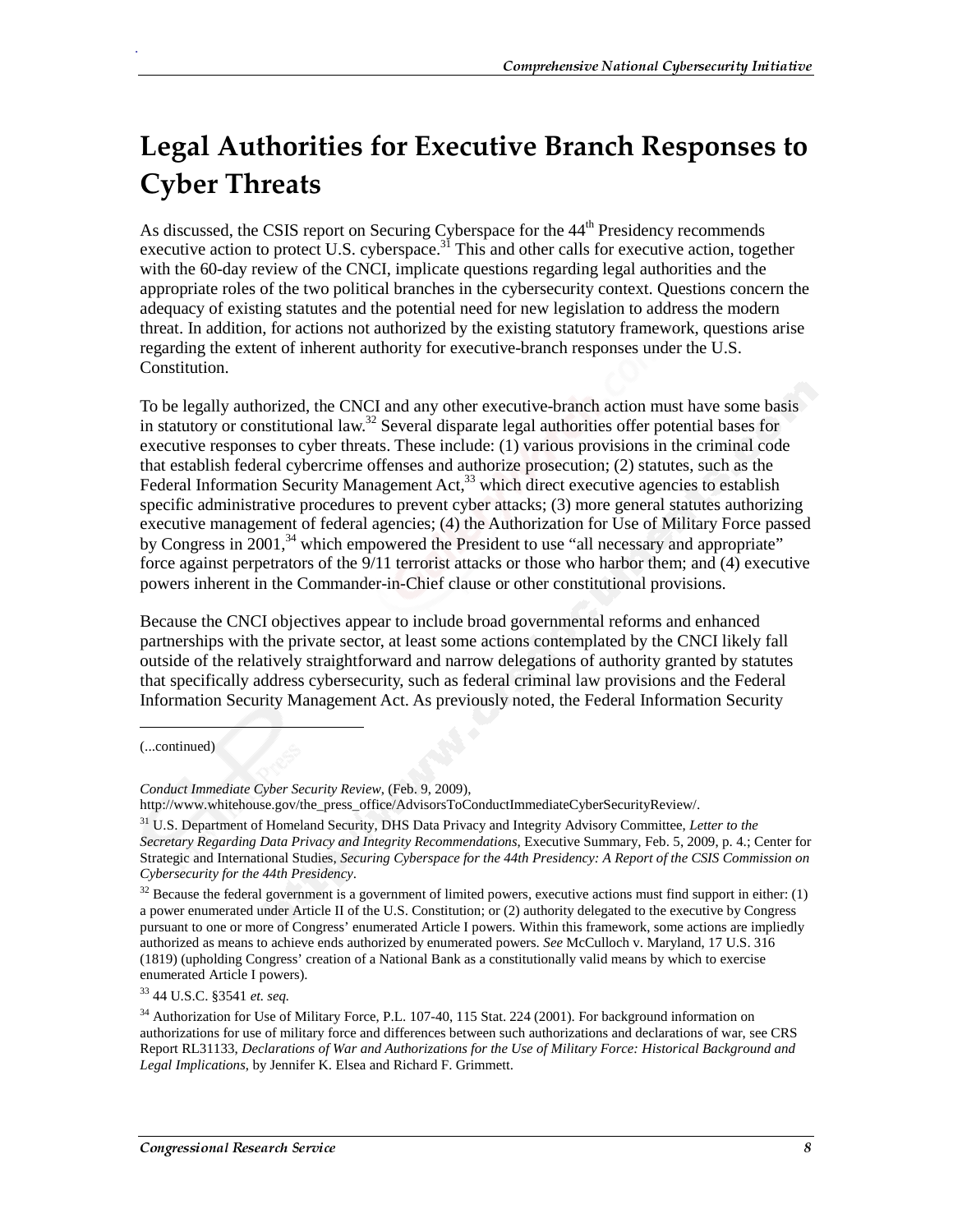# Legal Authorities for Executive Branch Responses to Cyber Threats

As discussed, the CSIS report on Securing Cyberspace for the 44th Presidency recommends executive action to protect U.S. cyberspace.[31] This and other calls for executive action, together with the 60-day review of the CNCI, implicate questions regarding legal authorities and the appropriate roles of the two political branches in the cybersecurity context. Questions concern the adequacy of existing statutes and the potential need for new legislation to address the modern threat. In addition, for actions not authorized by the existing statutory framework, questions arise regarding the extent of inherent authority for executive-branch responses under the U.S. Constitution.

To be legally authorized, the CNCI and any other executive-branch action must have some basis in statutory or constitutional law.[32] Several disparate legal authorities offer potential bases for executive responses to cyber threats. These include: (1) various provisions in the criminal code that establish federal cybercrime offenses and authorize prosecution; (2) statutes, such as the Federal Information Security Management Act,[33] which direct executive agencies to establish specific administrative procedures to prevent cyber attacks; (3) more general statutes authorizing executive management of federal agencies; (4) the Authorization for Use of Military Force passed by Congress in 2001,[34] which empowered the President to use "all necessary and appropriate" force against perpetrators of the 9/11 terrorist attacks or those who harbor them; and (4) executive powers inherent in the Commander-in-Chief clause or other constitutional provisions.

Because the CNCI objectives appear to include broad governmental reforms and enhanced partnerships with the private sector, at least some actions contemplated by the CNCI likely fall outside of the relatively straightforward and narrow delegations of authority granted by statutes that specifically address cybersecurity, such as federal criminal law provisions and the Federal Information Security Management Act. As previously noted, the Federal Information Security

---

(...continued)

*Conduct Immediate Cyber Security Review*, (Feb. 9, 2009), http://www.whitehouse.gov/the_press_office/AdvisorsToConductImmediateCyberSecurityReview/.

[31] U.S. Department of Homeland Security, DHS Data Privacy and Integrity Advisory Committee, *Letter to the Secretary Regarding Data Privacy and Integrity Recommendations,* Executive Summary, Feb. 5, 2009, p. 4.; Center for Strategic and International Studies, *Securing Cyberspace for the 44th Presidency: A Report of the CSIS Commission on Cybersecurity for the 44th Presidency*.

[32] Because the federal government is a government of limited powers, executive actions must find support in either: (1) a power enumerated under Article II of the U.S. Constitution; or (2) authority delegated to the executive by Congress pursuant to one or more of Congress' enumerated Article I powers. Within this framework, some actions are impliedly authorized as means to achieve ends authorized by enumerated powers. *See* McCulloch v. Maryland, 17 U.S. 316 (1819) (upholding Congress' creation of a National Bank as a constitutionally valid means by which to exercise enumerated Article I powers).

[33] 44 U.S.C. §3541 *et. seq.*

[34] Authorization for Use of Military Force, P.L. 107-40, 115 Stat. 224 (2001). For background information on authorizations for use of military force and differences between such authorizations and declarations of war, see CRS Report RL31133, *Declarations of War and Authorizations for the Use of Military Force: Historical Background and Legal Implications*, by Jennifer K. Elsea and Richard F. Grimmett.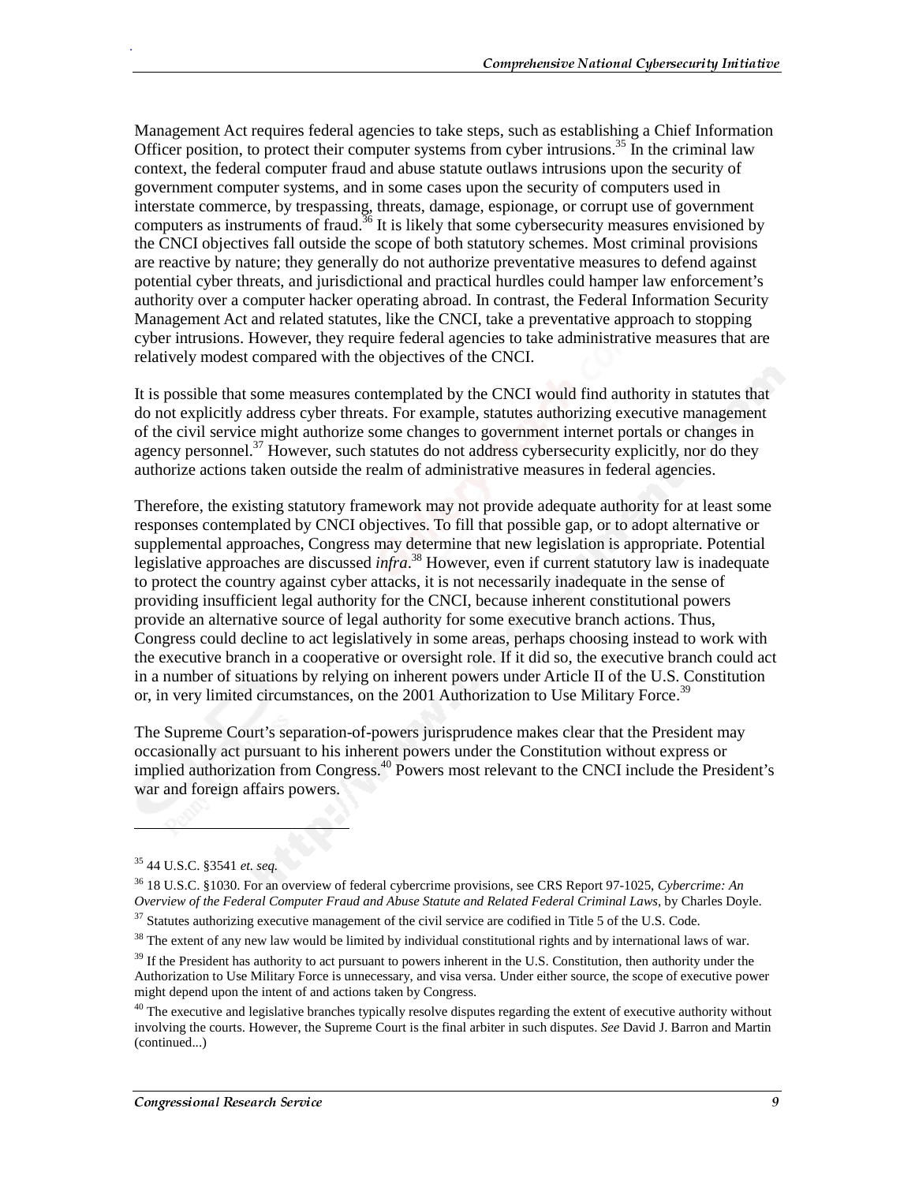Management Act requires federal agencies to take steps, such as establishing a Chief Information Officer position, to protect their computer systems from cyber intrusions.[35] In the criminal law context, the federal computer fraud and abuse statute outlaws intrusions upon the security of government computer systems, and in some cases upon the security of computers used in interstate commerce, by trespassing, threats, damage, espionage, or corrupt use of government computers as instruments of fraud.[36] It is likely that some cybersecurity measures envisioned by the CNCI objectives fall outside the scope of both statutory schemes. Most criminal provisions are reactive by nature; they generally do not authorize preventative measures to defend against potential cyber threats, and jurisdictional and practical hurdles could hamper law enforcement's authority over a computer hacker operating abroad. In contrast, the Federal Information Security Management Act and related statutes, like the CNCI, take a preventative approach to stopping cyber intrusions. However, they require federal agencies to take administrative measures that are relatively modest compared with the objectives of the CNCI.

It is possible that some measures contemplated by the CNCI would find authority in statutes that do not explicitly address cyber threats. For example, statutes authorizing executive management of the civil service might authorize some changes to government internet portals or changes in agency personnel.[37] However, such statutes do not address cybersecurity explicitly, nor do they authorize actions taken outside the realm of administrative measures in federal agencies.

Therefore, the existing statutory framework may not provide adequate authority for at least some responses contemplated by CNCI objectives. To fill that possible gap, or to adopt alternative or supplemental approaches, Congress may determine that new legislation is appropriate. Potential legislative approaches are discussed *infra*.[38] However, even if current statutory law is inadequate to protect the country against cyber attacks, it is not necessarily inadequate in the sense of providing insufficient legal authority for the CNCI, because inherent constitutional powers provide an alternative source of legal authority for some executive branch actions. Thus, Congress could decline to act legislatively in some areas, perhaps choosing instead to work with the executive branch in a cooperative or oversight role. If it did so, the executive branch could act in a number of situations by relying on inherent powers under Article II of the U.S. Constitution or, in very limited circumstances, on the 2001 Authorization to Use Military Force.[39]

The Supreme Court's separation-of-powers jurisprudence makes clear that the President may occasionally act pursuant to his inherent powers under the Constitution without express or implied authorization from Congress.[40] Powers most relevant to the CNCI include the President's war and foreign affairs powers.

---

[35] 44 U.S.C. §3541 *et. seq.*

[36] 18 U.S.C. §1030. For an overview of federal cybercrime provisions, see CRS Report 97-1025, *Cybercrime: An Overview of the Federal Computer Fraud and Abuse Statute and Related Federal Criminal Laws*, by Charles Doyle.

[37] Statutes authorizing executive management of the civil service are codified in Title 5 of the U.S. Code.

[38] The extent of any new law would be limited by individual constitutional rights and by international laws of war.

[39] If the President has authority to act pursuant to powers inherent in the U.S. Constitution, then authority under the Authorization to Use Military Force is unnecessary, and visa versa. Under either source, the scope of executive power might depend upon the intent of and actions taken by Congress.

[40] The executive and legislative branches typically resolve disputes regarding the extent of executive authority without involving the courts. However, the Supreme Court is the final arbiter in such disputes. *See* David J. Barron and Martin (continued...)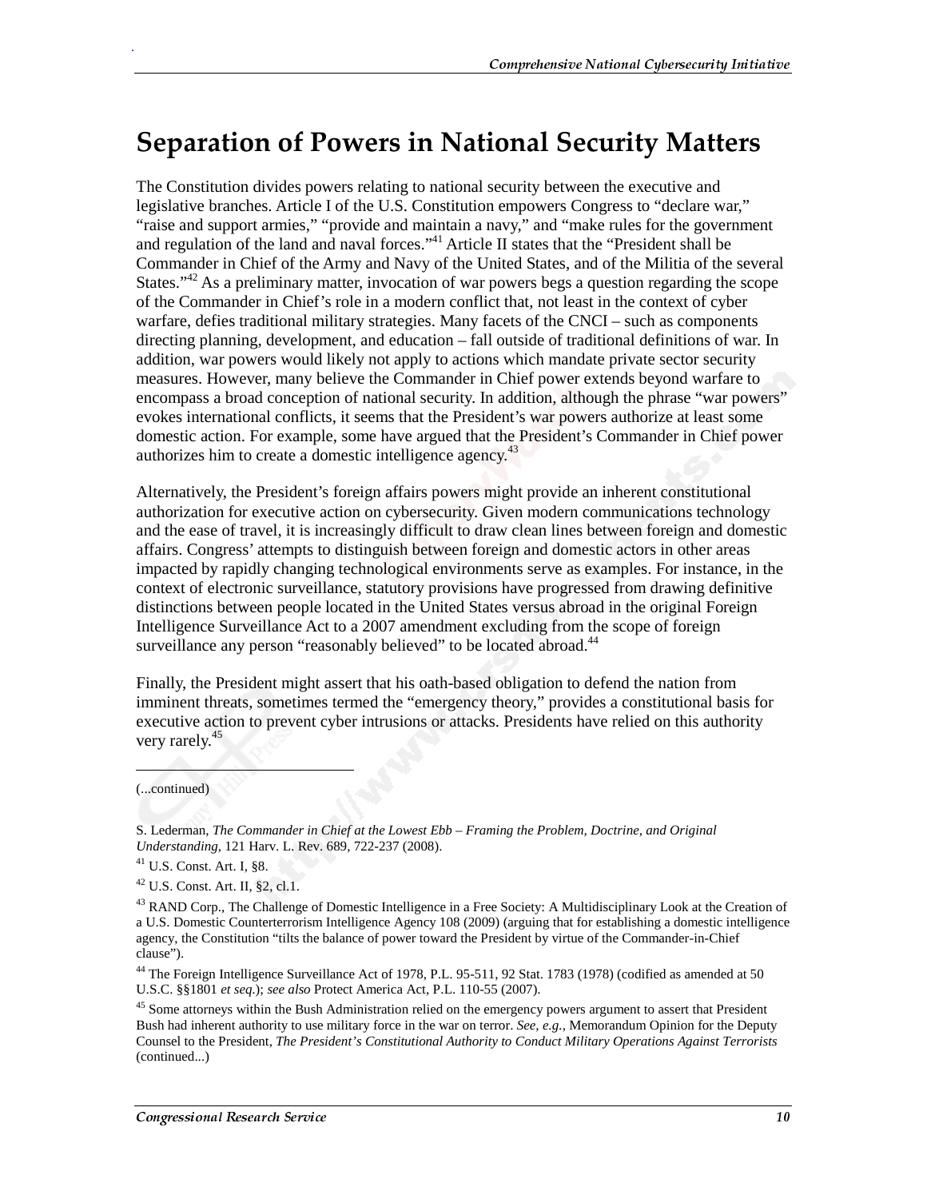# Separation of Powers in National Security Matters

The Constitution divides powers relating to national security between the executive and legislative branches. Article I of the U.S. Constitution empowers Congress to "declare war," "raise and support armies," "provide and maintain a navy," and "make rules for the government and regulation of the land and naval forces."[41] Article II states that the "President shall be Commander in Chief of the Army and Navy of the United States, and of the Militia of the several States."[42] As a preliminary matter, invocation of war powers begs a question regarding the scope of the Commander in Chief's role in a modern conflict that, not least in the context of cyber warfare, defies traditional military strategies. Many facets of the CNCI – such as components directing planning, development, and education – fall outside of traditional definitions of war. In addition, war powers would likely not apply to actions which mandate private sector security measures. However, many believe the Commander in Chief power extends beyond warfare to encompass a broad conception of national security. In addition, although the phrase "war powers" evokes international conflicts, it seems that the President's war powers authorize at least some domestic action. For example, some have argued that the President's Commander in Chief power authorizes him to create a domestic intelligence agency.[43]

Alternatively, the President's foreign affairs powers might provide an inherent constitutional authorization for executive action on cybersecurity. Given modern communications technology and the ease of travel, it is increasingly difficult to draw clean lines between foreign and domestic affairs. Congress' attempts to distinguish between foreign and domestic actors in other areas impacted by rapidly changing technological environments serve as examples. For instance, in the context of electronic surveillance, statutory provisions have progressed from drawing definitive distinctions between people located in the United States versus abroad in the original Foreign Intelligence Surveillance Act to a 2007 amendment excluding from the scope of foreign surveillance any person "reasonably believed" to be located abroad.[44]

Finally, the President might assert that his oath-based obligation to defend the nation from imminent threats, sometimes termed the "emergency theory," provides a constitutional basis for executive action to prevent cyber intrusions or attacks. Presidents have relied on this authority very rarely.[45]

---

(...continued)

S. Lederman, *The Commander in Chief at the Lowest Ebb – Framing the Problem, Doctrine, and Original Understanding*, 121 Harv. L. Rev. 689, 722-237 (2008).

[41] U.S. Const. Art. I, §8.

[42] U.S. Const. Art. II, §2, cl.1.

[43] RAND Corp., The Challenge of Domestic Intelligence in a Free Society: A Multidisciplinary Look at the Creation of a U.S. Domestic Counterterrorism Intelligence Agency 108 (2009) (arguing that for establishing a domestic intelligence agency, the Constitution "tilts the balance of power toward the President by virtue of the Commander-in-Chief clause").

[44] The Foreign Intelligence Surveillance Act of 1978, P.L. 95-511, 92 Stat. 1783 (1978) (codified as amended at 50 U.S.C. §§1801 *et seq.*); *see also* Protect America Act, P.L. 110-55 (2007).

[45] Some attorneys within the Bush Administration relied on the emergency powers argument to assert that President Bush had inherent authority to use military force in the war on terror. *See, e.g.*, Memorandum Opinion for the Deputy Counsel to the President, *The President's Constitutional Authority to Conduct Military Operations Against Terrorists* (continued...)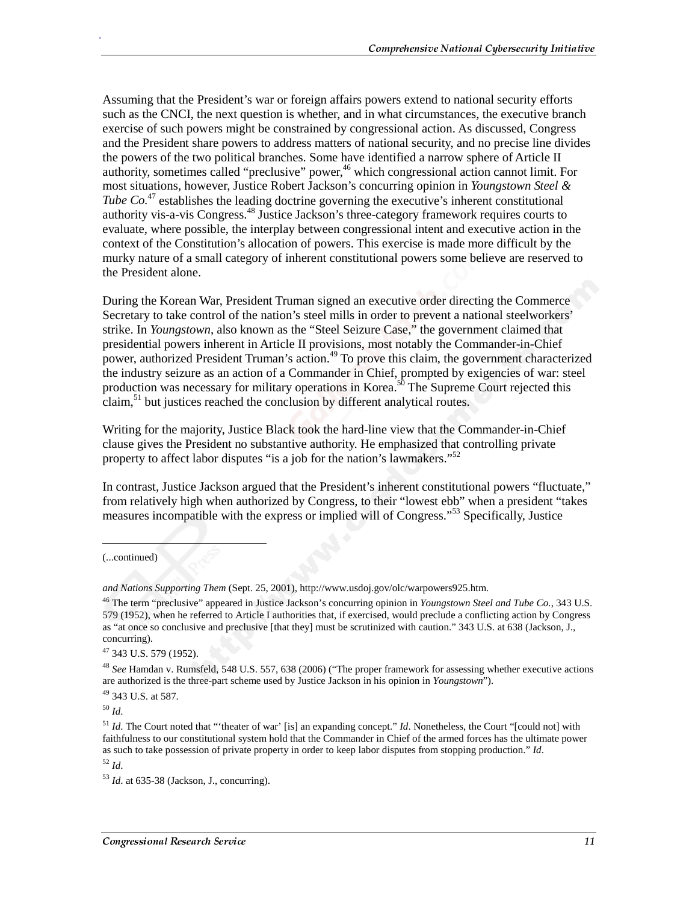Assuming that the President's war or foreign affairs powers extend to national security efforts such as the CNCI, the next question is whether, and in what circumstances, the executive branch exercise of such powers might be constrained by congressional action. As discussed, Congress and the President share powers to address matters of national security, and no precise line divides the powers of the two political branches. Some have identified a narrow sphere of Article II authority, sometimes called "preclusive" power,[46] which congressional action cannot limit. For most situations, however, Justice Robert Jackson's concurring opinion in *Youngstown Steel & Tube Co.*[47] establishes the leading doctrine governing the executive's inherent constitutional authority vis-a-vis Congress.[48] Justice Jackson's three-category framework requires courts to evaluate, where possible, the interplay between congressional intent and executive action in the context of the Constitution's allocation of powers. This exercise is made more difficult by the murky nature of a small category of inherent constitutional powers some believe are reserved to the President alone.

During the Korean War, President Truman signed an executive order directing the Commerce Secretary to take control of the nation's steel mills in order to prevent a national steelworkers' strike. In *Youngstown*, also known as the "Steel Seizure Case," the government claimed that presidential powers inherent in Article II provisions, most notably the Commander-in-Chief power, authorized President Truman's action.[49] To prove this claim, the government characterized the industry seizure as an action of a Commander in Chief, prompted by exigencies of war: steel production was necessary for military operations in Korea.[50] The Supreme Court rejected this claim,[51] but justices reached the conclusion by different analytical routes.

Writing for the majority, Justice Black took the hard-line view that the Commander-in-Chief clause gives the President no substantive authority. He emphasized that controlling private property to affect labor disputes "is a job for the nation's lawmakers."[52]

In contrast, Justice Jackson argued that the President's inherent constitutional powers "fluctuate," from relatively high when authorized by Congress, to their "lowest ebb" when a president "takes measures incompatible with the express or implied will of Congress."[53] Specifically, Justice

---

(...continued)

*and Nations Supporting Them* (Sept. 25, 2001), http://www.usdoj.gov/olc/warpowers925.htm.

[46] The term "preclusive" appeared in Justice Jackson's concurring opinion in *Youngstown Steel and Tube Co.*, 343 U.S. 579 (1952), when he referred to Article I authorities that, if exercised, would preclude a conflicting action by Congress as "at once so conclusive and preclusive [that they] must be scrutinized with caution." 343 U.S. at 638 (Jackson, J., concurring).

[47] 343 U.S. 579 (1952).

[48] *See* Hamdan v. Rumsfeld, 548 U.S. 557, 638 (2006) ("The proper framework for assessing whether executive actions are authorized is the three-part scheme used by Justice Jackson in his opinion in *Youngstown*").

[49] 343 U.S. at 587.

[50] *Id*.

[51] *Id*. The Court noted that "'theater of war' [is] an expanding concept." *Id*. Nonetheless, the Court "[could not] with faithfulness to our constitutional system hold that the Commander in Chief of the armed forces has the ultimate power as such to take possession of private property in order to keep labor disputes from stopping production." *Id*.

[52] *Id*.

[53] *Id*. at 635-38 (Jackson, J., concurring).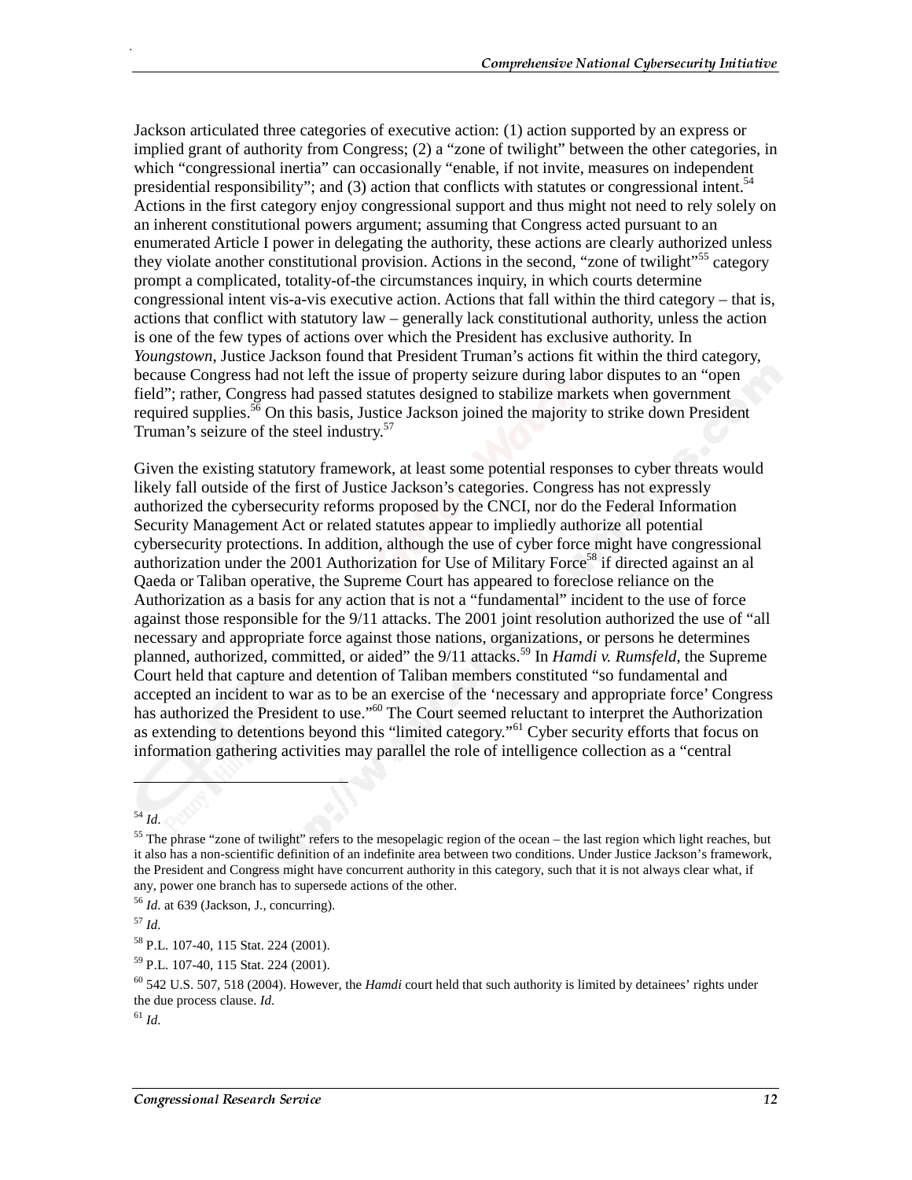Jackson articulated three categories of executive action: (1) action supported by an express or implied grant of authority from Congress; (2) a "zone of twilight" between the other categories, in which "congressional inertia" can occasionally "enable, if not invite, measures on independent presidential responsibility"; and (3) action that conflicts with statutes or congressional intent.[54] Actions in the first category enjoy congressional support and thus might not need to rely solely on an inherent constitutional powers argument; assuming that Congress acted pursuant to an enumerated Article I power in delegating the authority, these actions are clearly authorized unless they violate another constitutional provision. Actions in the second, "zone of twilight"[55] category prompt a complicated, totality-of-the circumstances inquiry, in which courts determine congressional intent vis-a-vis executive action. Actions that fall within the third category – that is, actions that conflict with statutory law – generally lack constitutional authority, unless the action is one of the few types of actions over which the President has exclusive authority. In *Youngstown*, Justice Jackson found that President Truman's actions fit within the third category, because Congress had not left the issue of property seizure during labor disputes to an "open field"; rather, Congress had passed statutes designed to stabilize markets when government required supplies.[56] On this basis, Justice Jackson joined the majority to strike down President Truman's seizure of the steel industry.[57]

Given the existing statutory framework, at least some potential responses to cyber threats would likely fall outside of the first of Justice Jackson's categories. Congress has not expressly authorized the cybersecurity reforms proposed by the CNCI, nor do the Federal Information Security Management Act or related statutes appear to impliedly authorize all potential cybersecurity protections. In addition, although the use of cyber force might have congressional authorization under the 2001 Authorization for Use of Military Force[58] if directed against an al Qaeda or Taliban operative, the Supreme Court has appeared to foreclose reliance on the Authorization as a basis for any action that is not a "fundamental" incident to the use of force against those responsible for the 9/11 attacks. The 2001 joint resolution authorized the use of "all necessary and appropriate force against those nations, organizations, or persons he determines planned, authorized, committed, or aided" the 9/11 attacks.[59] In *Hamdi v. Rumsfeld*, the Supreme Court held that capture and detention of Taliban members constituted "so fundamental and accepted an incident to war as to be an exercise of the 'necessary and appropriate force' Congress has authorized the President to use."[60] The Court seemed reluctant to interpret the Authorization as extending to detentions beyond this "limited category."[61] Cyber security efforts that focus on information gathering activities may parallel the role of intelligence collection as a "central

---

[54] *Id*.

[55] The phrase "zone of twilight" refers to the mesopelagic region of the ocean – the last region which light reaches, but it also has a non-scientific definition of an indefinite area between two conditions. Under Justice Jackson's framework, the President and Congress might have concurrent authority in this category, such that it is not always clear what, if any, power one branch has to supersede actions of the other.

[56] *Id*. at 639 (Jackson, J., concurring).

[57] *Id*.

[58] P.L. 107-40, 115 Stat. 224 (2001).

[59] P.L. 107-40, 115 Stat. 224 (2001).

[60] 542 U.S. 507, 518 (2004). However, the *Hamdi* court held that such authority is limited by detainees' rights under the due process clause. *Id*.

[61] *Id*.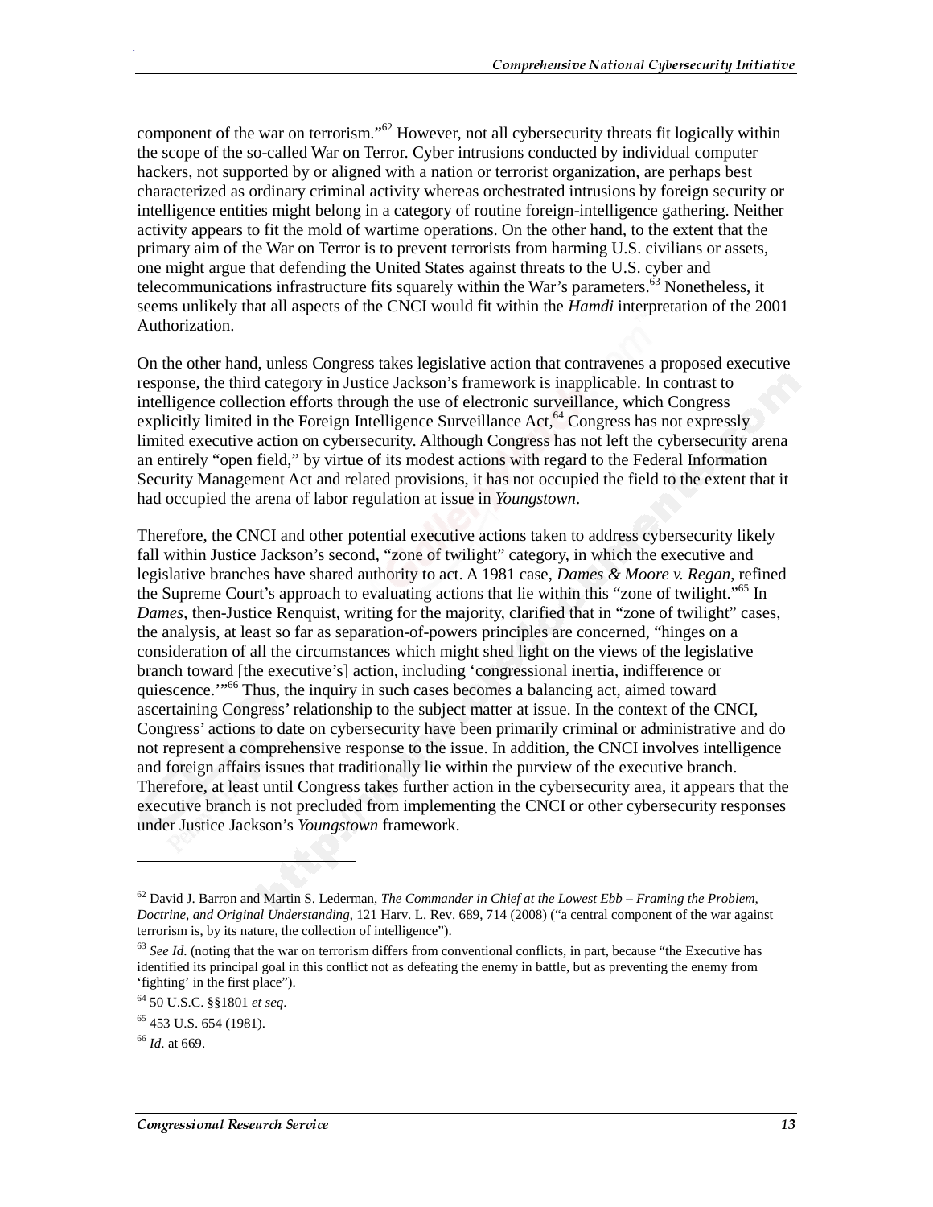component of the war on terrorism."[62] However, not all cybersecurity threats fit logically within the scope of the so-called War on Terror. Cyber intrusions conducted by individual computer hackers, not supported by or aligned with a nation or terrorist organization, are perhaps best characterized as ordinary criminal activity whereas orchestrated intrusions by foreign security or intelligence entities might belong in a category of routine foreign-intelligence gathering. Neither activity appears to fit the mold of wartime operations. On the other hand, to the extent that the primary aim of the War on Terror is to prevent terrorists from harming U.S. civilians or assets, one might argue that defending the United States against threats to the U.S. cyber and telecommunications infrastructure fits squarely within the War's parameters.[63] Nonetheless, it seems unlikely that all aspects of the CNCI would fit within the *Hamdi* interpretation of the 2001 Authorization.

On the other hand, unless Congress takes legislative action that contravenes a proposed executive response, the third category in Justice Jackson's framework is inapplicable. In contrast to intelligence collection efforts through the use of electronic surveillance, which Congress explicitly limited in the Foreign Intelligence Surveillance Act,[64] Congress has not expressly limited executive action on cybersecurity. Although Congress has not left the cybersecurity arena an entirely "open field," by virtue of its modest actions with regard to the Federal Information Security Management Act and related provisions, it has not occupied the field to the extent that it had occupied the arena of labor regulation at issue in *Youngstown*.

Therefore, the CNCI and other potential executive actions taken to address cybersecurity likely fall within Justice Jackson's second, "zone of twilight" category, in which the executive and legislative branches have shared authority to act. A 1981 case, *Dames & Moore v. Regan*, refined the Supreme Court's approach to evaluating actions that lie within this "zone of twilight."[65] In *Dames*, then-Justice Renquist, writing for the majority, clarified that in "zone of twilight" cases, the analysis, at least so far as separation-of-powers principles are concerned, "hinges on a consideration of all the circumstances which might shed light on the views of the legislative branch toward [the executive's] action, including 'congressional inertia, indifference or quiescence.'"[66] Thus, the inquiry in such cases becomes a balancing act, aimed toward ascertaining Congress' relationship to the subject matter at issue. In the context of the CNCI, Congress' actions to date on cybersecurity have been primarily criminal or administrative and do not represent a comprehensive response to the issue. In addition, the CNCI involves intelligence and foreign affairs issues that traditionally lie within the purview of the executive branch. Therefore, at least until Congress takes further action in the cybersecurity area, it appears that the executive branch is not precluded from implementing the CNCI or other cybersecurity responses under Justice Jackson's *Youngstown* framework.

---

[62] David J. Barron and Martin S. Lederman, *The Commander in Chief at the Lowest Ebb – Framing the Problem, Doctrine, and Original Understanding*, 121 Harv. L. Rev. 689, 714 (2008) ("a central component of the war against terrorism is, by its nature, the collection of intelligence").

[63] *See Id.* (noting that the war on terrorism differs from conventional conflicts, in part, because "the Executive has identified its principal goal in this conflict not as defeating the enemy in battle, but as preventing the enemy from 'fighting' in the first place").

[64] 50 U.S.C. §§1801 *et seq.*

[65] 453 U.S. 654 (1981).

[66] *Id.* at 669.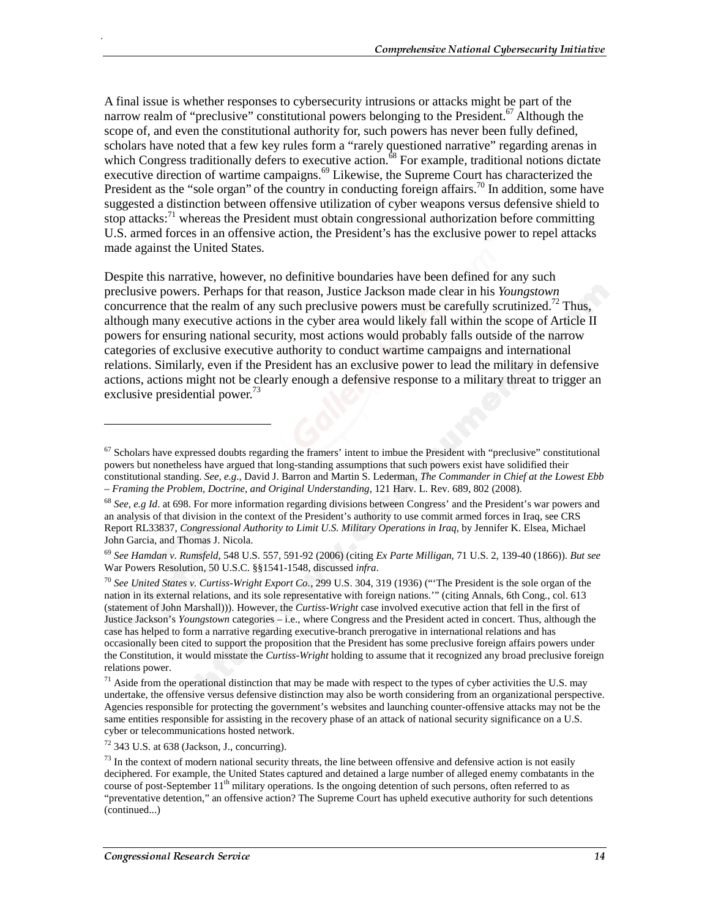A final issue is whether responses to cybersecurity intrusions or attacks might be part of the narrow realm of "preclusive" constitutional powers belonging to the President.[67] Although the scope of, and even the constitutional authority for, such powers has never been fully defined, scholars have noted that a few key rules form a "rarely questioned narrative" regarding arenas in which Congress traditionally defers to executive action.[68] For example, traditional notions dictate executive direction of wartime campaigns.[69] Likewise, the Supreme Court has characterized the President as the "sole organ" of the country in conducting foreign affairs.[70] In addition, some have suggested a distinction between offensive utilization of cyber weapons versus defensive shield to stop attacks:[71] whereas the President must obtain congressional authorization before committing U.S. armed forces in an offensive action, the President's has the exclusive power to repel attacks made against the United States.

Despite this narrative, however, no definitive boundaries have been defined for any such preclusive powers. Perhaps for that reason, Justice Jackson made clear in his *Youngstown* concurrence that the realm of any such preclusive powers must be carefully scrutinized.[72] Thus, although many executive actions in the cyber area would likely fall within the scope of Article II powers for ensuring national security, most actions would probably falls outside of the narrow categories of exclusive executive authority to conduct wartime campaigns and international relations. Similarly, even if the President has an exclusive power to lead the military in defensive actions, actions might not be clearly enough a defensive response to a military threat to trigger an exclusive presidential power.[73]

---

[67] Scholars have expressed doubts regarding the framers' intent to imbue the President with "preclusive" constitutional powers but nonetheless have argued that long-standing assumptions that such powers exist have solidified their constitutional standing. *See, e.g.*, David J. Barron and Martin S. Lederman, *The Commander in Chief at the Lowest Ebb – Framing the Problem, Doctrine, and Original Understanding*, 121 Harv. L. Rev. 689, 802 (2008).

[68] *See, e.g Id*. at 698. For more information regarding divisions between Congress' and the President's war powers and an analysis of that division in the context of the President's authority to use commit armed forces in Iraq, see CRS Report RL33837, *Congressional Authority to Limit U.S. Military Operations in Iraq*, by Jennifer K. Elsea, Michael John Garcia, and Thomas J. Nicola.

[69] *See Hamdan v. Rumsfeld*, 548 U.S. 557, 591-92 (2006) (citing *Ex Parte Milligan*, 71 U.S. 2, 139-40 (1866)). *But see* War Powers Resolution, 50 U.S.C. §§1541-1548, discussed *infra*.

[70] *See United States v. Curtiss-Wright Export Co.*, 299 U.S. 304, 319 (1936) ("'The President is the sole organ of the nation in its external relations, and its sole representative with foreign nations.'" (citing Annals, 6th Cong., col. 613 (statement of John Marshall))). However, the *Curtiss-Wright* case involved executive action that fell in the first of Justice Jackson's *Youngstown* categories – i.e., where Congress and the President acted in concert. Thus, although the case has helped to form a narrative regarding executive-branch prerogative in international relations and has occasionally been cited to support the proposition that the President has some preclusive foreign affairs powers under the Constitution, it would misstate the *Curtiss-Wright* holding to assume that it recognized any broad preclusive foreign relations power.

[71] Aside from the operational distinction that may be made with respect to the types of cyber activities the U.S. may undertake, the offensive versus defensive distinction may also be worth considering from an organizational perspective. Agencies responsible for protecting the government's websites and launching counter-offensive attacks may not be the same entities responsible for assisting in the recovery phase of an attack of national security significance on a U.S. cyber or telecommunications hosted network.

[72] 343 U.S. at 638 (Jackson, J., concurring).

[73] In the context of modern national security threats, the line between offensive and defensive action is not easily deciphered. For example, the United States captured and detained a large number of alleged enemy combatants in the course of post-September 11th military operations. Is the ongoing detention of such persons, often referred to as "preventative detention," an offensive action? The Supreme Court has upheld executive authority for such detentions (continued...)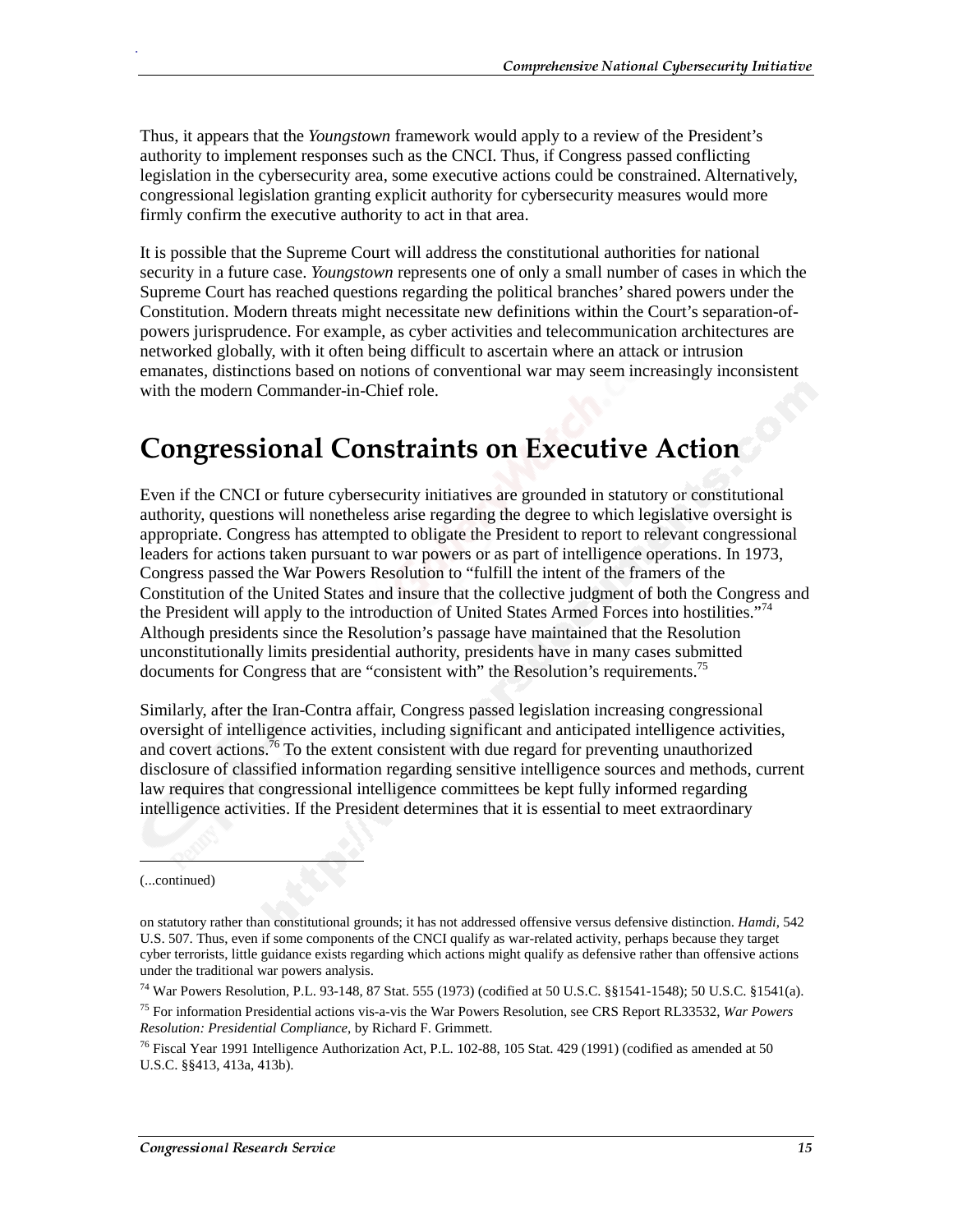Thus, it appears that the *Youngstown* framework would apply to a review of the President's authority to implement responses such as the CNCI. Thus, if Congress passed conflicting legislation in the cybersecurity area, some executive actions could be constrained. Alternatively, congressional legislation granting explicit authority for cybersecurity measures would more firmly confirm the executive authority to act in that area.

It is possible that the Supreme Court will address the constitutional authorities for national security in a future case. *Youngstown* represents one of only a small number of cases in which the Supreme Court has reached questions regarding the political branches' shared powers under the Constitution. Modern threats might necessitate new definitions within the Court's separation-of-powers jurisprudence. For example, as cyber activities and telecommunication architectures are networked globally, with it often being difficult to ascertain where an attack or intrusion emanates, distinctions based on notions of conventional war may seem increasingly inconsistent with the modern Commander-in-Chief role.

# Congressional Constraints on Executive Action

Even if the CNCI or future cybersecurity initiatives are grounded in statutory or constitutional authority, questions will nonetheless arise regarding the degree to which legislative oversight is appropriate. Congress has attempted to obligate the President to report to relevant congressional leaders for actions taken pursuant to war powers or as part of intelligence operations. In 1973, Congress passed the War Powers Resolution to "fulfill the intent of the framers of the Constitution of the United States and insure that the collective judgment of both the Congress and the President will apply to the introduction of United States Armed Forces into hostilities."[74] Although presidents since the Resolution's passage have maintained that the Resolution unconstitutionally limits presidential authority, presidents have in many cases submitted documents for Congress that are "consistent with" the Resolution's requirements.[75]

Similarly, after the Iran-Contra affair, Congress passed legislation increasing congressional oversight of intelligence activities, including significant and anticipated intelligence activities, and covert actions.[76] To the extent consistent with due regard for preventing unauthorized disclosure of classified information regarding sensitive intelligence sources and methods, current law requires that congressional intelligence committees be kept fully informed regarding intelligence activities. If the President determines that it is essential to meet extraordinary

---

(...continued)

on statutory rather than constitutional grounds; it has not addressed offensive versus defensive distinction. *Hamdi*, 542 U.S. 507. Thus, even if some components of the CNCI qualify as war-related activity, perhaps because they target cyber terrorists, little guidance exists regarding which actions might qualify as defensive rather than offensive actions under the traditional war powers analysis.

[74] War Powers Resolution, P.L. 93-148, 87 Stat. 555 (1973) (codified at 50 U.S.C. §§1541-1548); 50 U.S.C. §1541(a).

[75] For information Presidential actions vis-a-vis the War Powers Resolution, see CRS Report RL33532, *War Powers Resolution: Presidential Compliance*, by Richard F. Grimmett.

[76] Fiscal Year 1991 Intelligence Authorization Act, P.L. 102-88, 105 Stat. 429 (1991) (codified as amended at 50 U.S.C. §§413, 413a, 413b).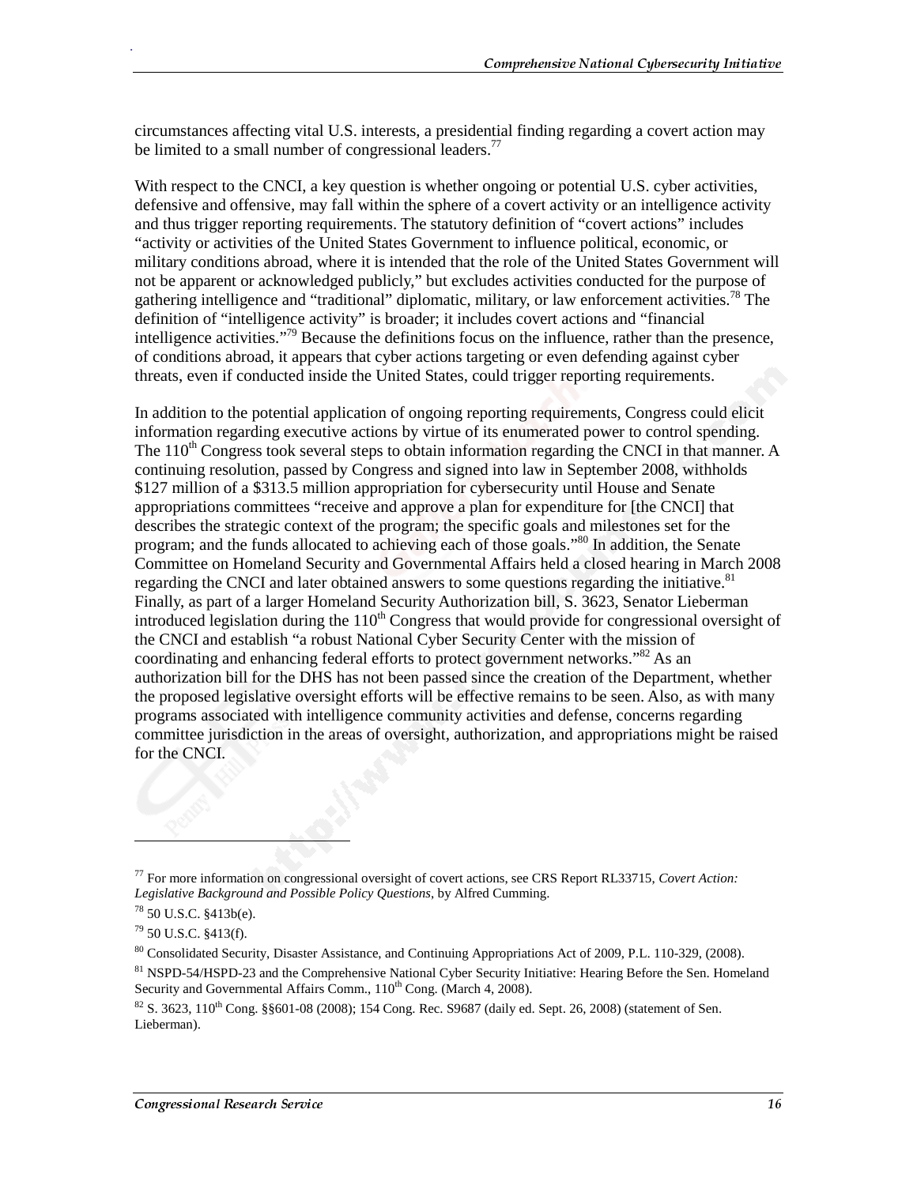circumstances affecting vital U.S. interests, a presidential finding regarding a covert action may be limited to a small number of congressional leaders.[77]

With respect to the CNCI, a key question is whether ongoing or potential U.S. cyber activities, defensive and offensive, may fall within the sphere of a covert activity or an intelligence activity and thus trigger reporting requirements. The statutory definition of "covert actions" includes "activity or activities of the United States Government to influence political, economic, or military conditions abroad, where it is intended that the role of the United States Government will not be apparent or acknowledged publicly," but excludes activities conducted for the purpose of gathering intelligence and "traditional" diplomatic, military, or law enforcement activities.[78] The definition of "intelligence activity" is broader; it includes covert actions and "financial intelligence activities."[79] Because the definitions focus on the influence, rather than the presence, of conditions abroad, it appears that cyber actions targeting or even defending against cyber threats, even if conducted inside the United States, could trigger reporting requirements.

In addition to the potential application of ongoing reporting requirements, Congress could elicit information regarding executive actions by virtue of its enumerated power to control spending. The 110th Congress took several steps to obtain information regarding the CNCI in that manner. A continuing resolution, passed by Congress and signed into law in September 2008, withholds $127 million of a $313.5 million appropriation for cybersecurity until House and Senate appropriations committees "receive and approve a plan for expenditure for [the CNCI] that describes the strategic context of the program; the specific goals and milestones set for the program; and the funds allocated to achieving each of those goals."[80] In addition, the Senate Committee on Homeland Security and Governmental Affairs held a closed hearing in March 2008 regarding the CNCI and later obtained answers to some questions regarding the initiative.[81] Finally, as part of a larger Homeland Security Authorization bill, S. 3623, Senator Lieberman introduced legislation during the 110th Congress that would provide for congressional oversight of the CNCI and establish "a robust National Cyber Security Center with the mission of coordinating and enhancing federal efforts to protect government networks."[82] As an authorization bill for the DHS has not been passed since the creation of the Department, whether the proposed legislative oversight efforts will be effective remains to be seen. Also, as with many programs associated with intelligence community activities and defense, concerns regarding committee jurisdiction in the areas of oversight, authorization, and appropriations might be raised for the CNCI.

---

[77] For more information on congressional oversight of covert actions, see CRS Report RL33715, *Covert Action: Legislative Background and Possible Policy Questions*, by Alfred Cumming.

[78] 50 U.S.C. §413b(e).

[79] 50 U.S.C. §413(f).

[80] Consolidated Security, Disaster Assistance, and Continuing Appropriations Act of 2009, P.L. 110-329, (2008).

[81] NSPD-54/HSPD-23 and the Comprehensive National Cyber Security Initiative: Hearing Before the Sen. Homeland Security and Governmental Affairs Comm., 110th Cong. (March 4, 2008).

[82] S. 3623, 110th Cong. §§601-08 (2008); 154 Cong. Rec. S9687 (daily ed. Sept. 26, 2008) (statement of Sen. Lieberman).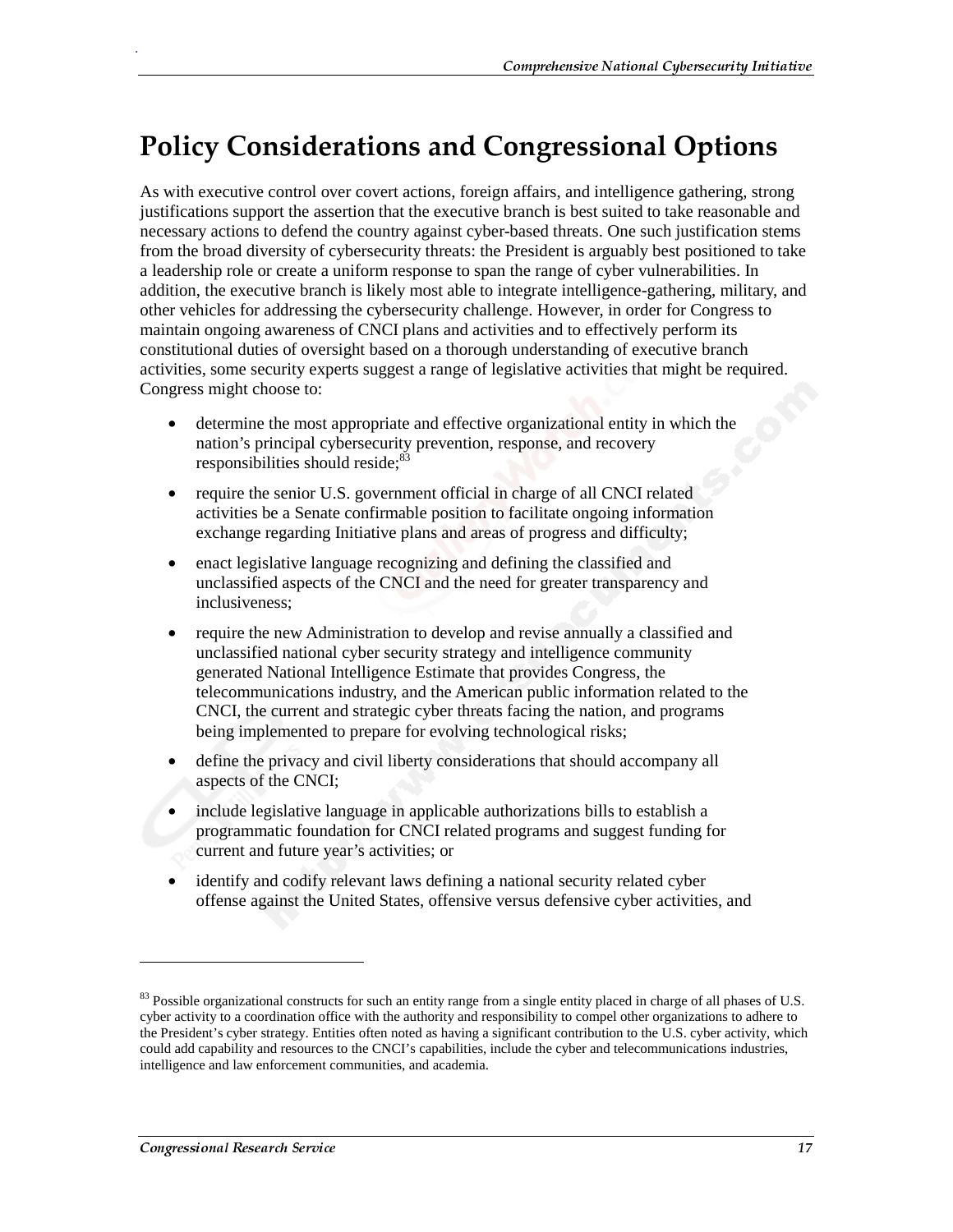# Policy Considerations and Congressional Options

As with executive control over covert actions, foreign affairs, and intelligence gathering, strong justifications support the assertion that the executive branch is best suited to take reasonable and necessary actions to defend the country against cyber-based threats. One such justification stems from the broad diversity of cybersecurity threats: the President is arguably best positioned to take a leadership role or create a uniform response to span the range of cyber vulnerabilities. In addition, the executive branch is likely most able to integrate intelligence-gathering, military, and other vehicles for addressing the cybersecurity challenge. However, in order for Congress to maintain ongoing awareness of CNCI plans and activities and to effectively perform its constitutional duties of oversight based on a thorough understanding of executive branch activities, some security experts suggest a range of legislative activities that might be required. Congress might choose to:

- determine the most appropriate and effective organizational entity in which the nation's principal cybersecurity prevention, response, and recovery responsibilities should reside;[83]
- require the senior U.S. government official in charge of all CNCI related activities be a Senate confirmable position to facilitate ongoing information exchange regarding Initiative plans and areas of progress and difficulty;
- enact legislative language recognizing and defining the classified and unclassified aspects of the CNCI and the need for greater transparency and inclusiveness;
- require the new Administration to develop and revise annually a classified and unclassified national cyber security strategy and intelligence community generated National Intelligence Estimate that provides Congress, the telecommunications industry, and the American public information related to the CNCI, the current and strategic cyber threats facing the nation, and programs being implemented to prepare for evolving technological risks;
- define the privacy and civil liberty considerations that should accompany all aspects of the CNCI;
- include legislative language in applicable authorizations bills to establish a programmatic foundation for CNCI related programs and suggest funding for current and future year's activities; or
- identify and codify relevant laws defining a national security related cyber offense against the United States, offensive versus defensive cyber activities, and

---

[83] Possible organizational constructs for such an entity range from a single entity placed in charge of all phases of U.S. cyber activity to a coordination office with the authority and responsibility to compel other organizations to adhere to the President's cyber strategy. Entities often noted as having a significant contribution to the U.S. cyber activity, which could add capability and resources to the CNCI's capabilities, include the cyber and telecommunications industries, intelligence and law enforcement communities, and academia.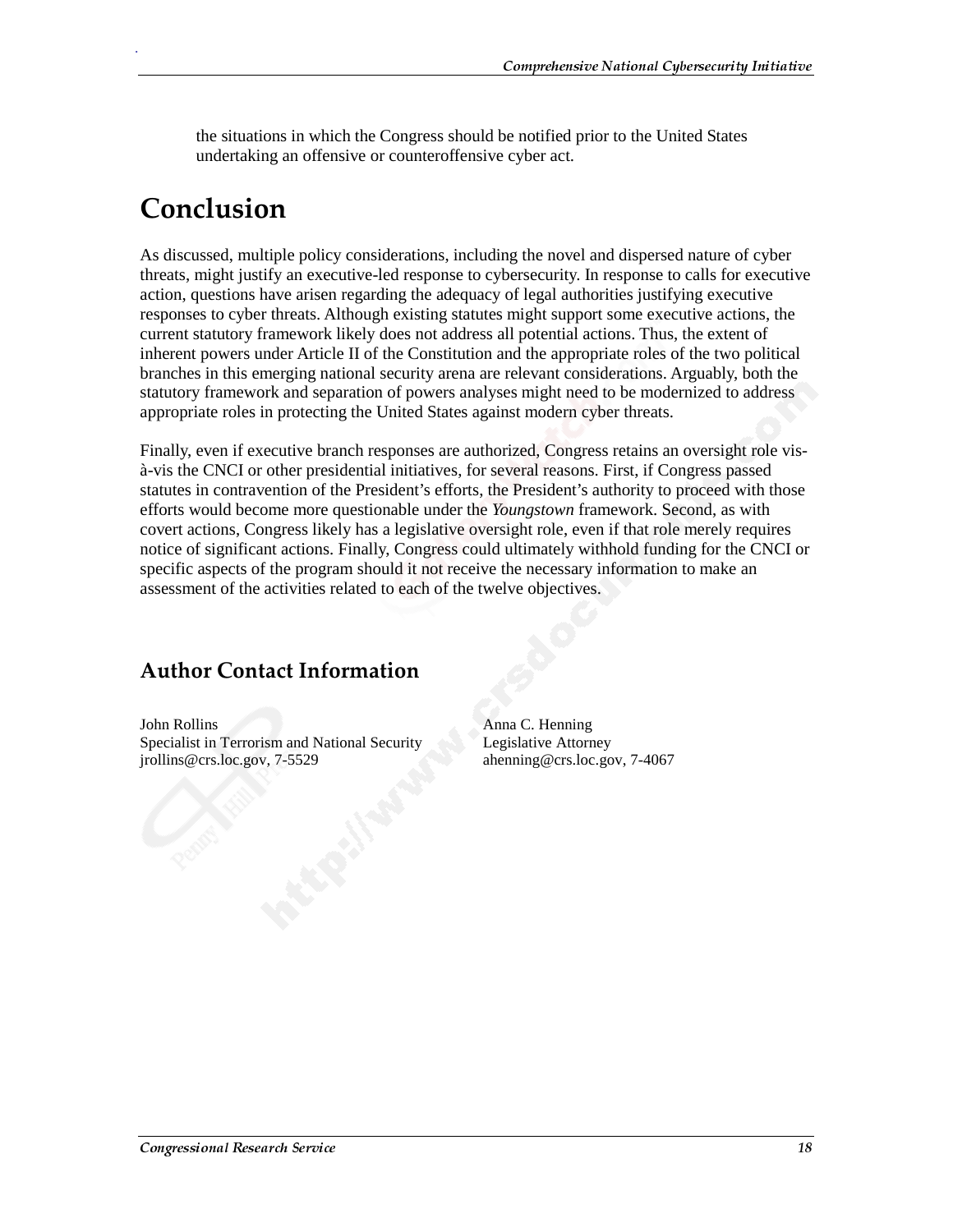the situations in which the Congress should be notified prior to the United States undertaking an offensive or counteroffensive cyber act.

# Conclusion

As discussed, multiple policy considerations, including the novel and dispersed nature of cyber threats, might justify an executive-led response to cybersecurity. In response to calls for executive action, questions have arisen regarding the adequacy of legal authorities justifying executive responses to cyber threats. Although existing statutes might support some executive actions, the current statutory framework likely does not address all potential actions. Thus, the extent of inherent powers under Article II of the Constitution and the appropriate roles of the two political branches in this emerging national security arena are relevant considerations. Arguably, both the statutory framework and separation of powers analyses might need to be modernized to address appropriate roles in protecting the United States against modern cyber threats.

Finally, even if executive branch responses are authorized, Congress retains an oversight role vis-à-vis the CNCI or other presidential initiatives, for several reasons. First, if Congress passed statutes in contravention of the President's efforts, the President's authority to proceed with those efforts would become more questionable under the *Youngstown* framework. Second, as with covert actions, Congress likely has a legislative oversight role, even if that role merely requires notice of significant actions. Finally, Congress could ultimately withhold funding for the CNCI or specific aspects of the program should it not receive the necessary information to make an assessment of the activities related to each of the twelve objectives.

## Author Contact Information

John Rollins
Specialist in Terrorism and National Security
jrollins@crs.loc.gov, 7-5529

Anna C. Henning
Legislative Attorney
ahenning@crs.loc.gov, 7-4067